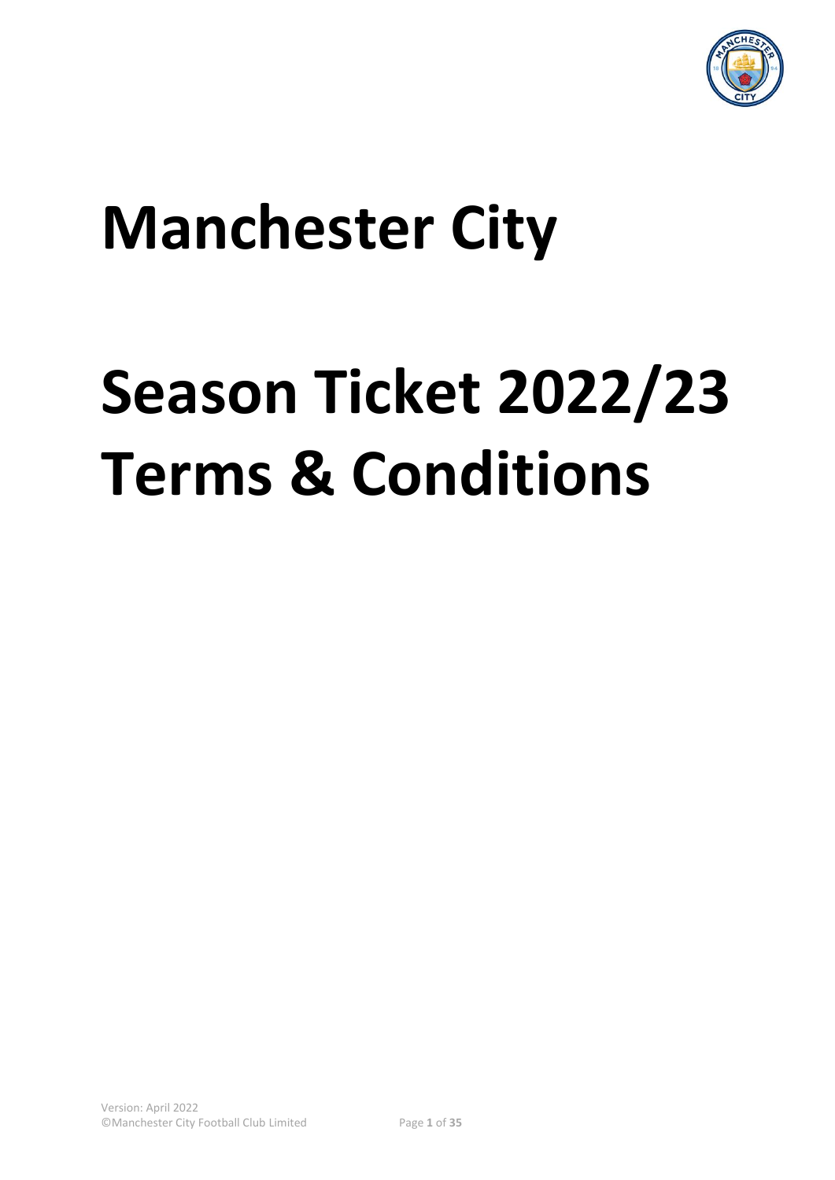# Manchester City

# Season Ticket 2022/23 Terms & Conditions

Version: April 2022
©Manchester City Football Club Limited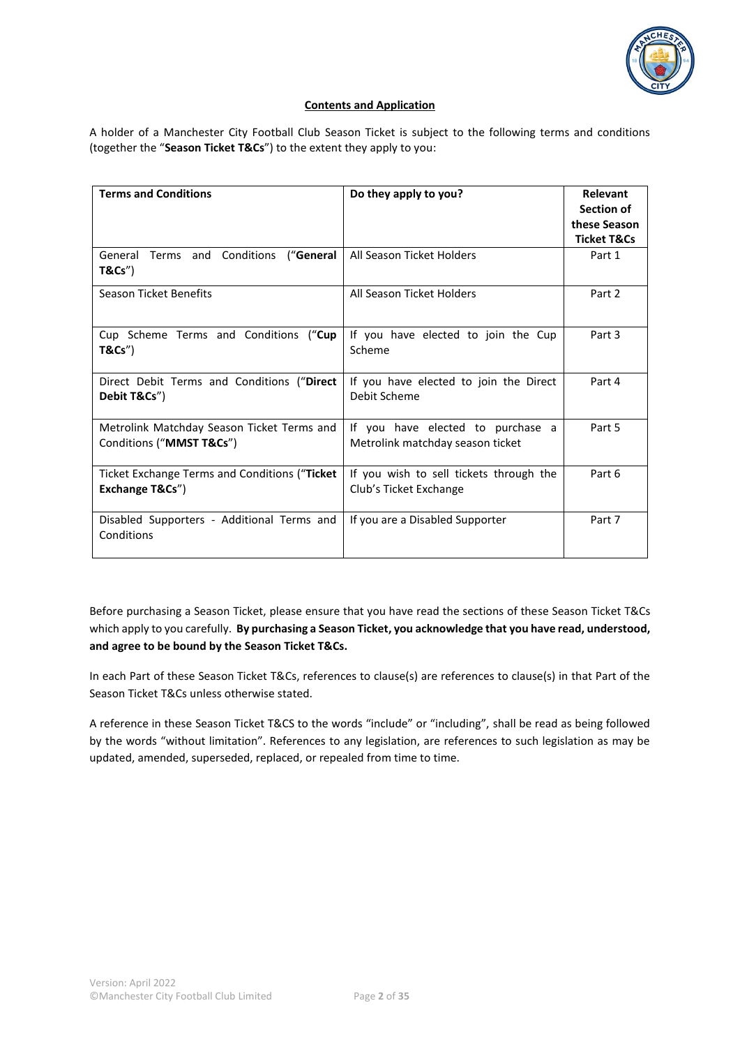## Contents and Application

A holder of a Manchester City Football Club Season Ticket is subject to the following terms and conditions (together the "**Season Ticket T&Cs**") to the extent they apply to you:

| Terms and Conditions | Do they apply to you? | Relevant Section of these Season Ticket T&Cs |
|---|---|---|
| General Terms and Conditions ("**General T&Cs**") | All Season Ticket Holders | Part 1 |
| Season Ticket Benefits | All Season Ticket Holders | Part 2 |
| Cup Scheme Terms and Conditions ("**Cup T&Cs**") | If you have elected to join the Cup Scheme | Part 3 |
| Direct Debit Terms and Conditions ("**Direct Debit T&Cs**") | If you have elected to join the Direct Debit Scheme | Part 4 |
| Metrolink Matchday Season Ticket Terms and Conditions ("**MMST T&Cs**") | If you have elected to purchase a Metrolink matchday season ticket | Part 5 |
| Ticket Exchange Terms and Conditions ("**Ticket Exchange T&Cs**") | If you wish to sell tickets through the Club's Ticket Exchange | Part 6 |
| Disabled Supporters - Additional Terms and Conditions | If you are a Disabled Supporter | Part 7 |

Before purchasing a Season Ticket, please ensure that you have read the sections of these Season Ticket T&Cs which apply to you carefully. **By purchasing a Season Ticket, you acknowledge that you have read, understood, and agree to be bound by the Season Ticket T&Cs.**

In each Part of these Season Ticket T&Cs, references to clause(s) are references to clause(s) in that Part of the Season Ticket T&Cs unless otherwise stated.

A reference in these Season Ticket T&CS to the words "include" or "including", shall be read as being followed by the words "without limitation". References to any legislation, are references to such legislation as may be updated, amended, superseded, replaced, or repealed from time to time.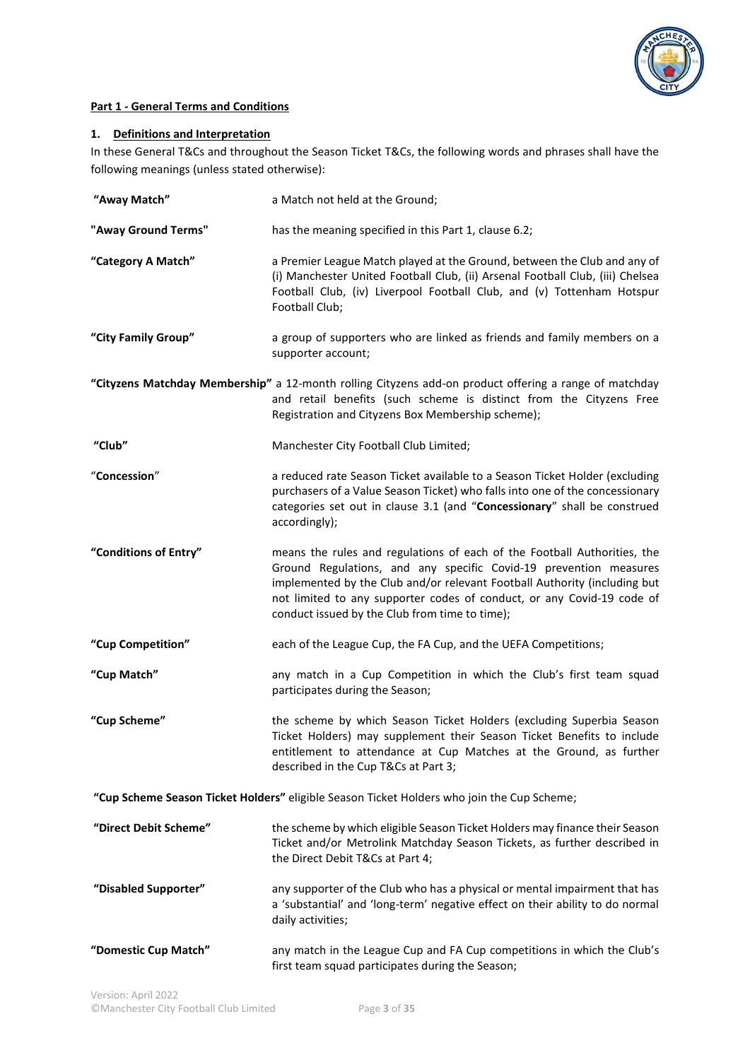**Part 1 - General Terms and Conditions**

## 1. Definitions and Interpretation

In these General T&Cs and throughout the Season Ticket T&Cs, the following words and phrases shall have the following meanings (unless stated otherwise):

| Term | Meaning |
| --- | --- |
| **"Away Match"** | a Match not held at the Ground; |
| **"Away Ground Terms"** | has the meaning specified in this Part 1, clause 6.2; |
| **"Category A Match"** | a Premier League Match played at the Ground, between the Club and any of (i) Manchester United Football Club, (ii) Arsenal Football Club, (iii) Chelsea Football Club, (iv) Liverpool Football Club, and (v) Tottenham Hotspur Football Club; |
| **"City Family Group"** | a group of supporters who are linked as friends and family members on a supporter account; |
| **"Cityzens Matchday Membership"** | a 12-month rolling Cityzens add-on product offering a range of matchday and retail benefits (such scheme is distinct from the Cityzens Free Registration and Cityzens Box Membership scheme); |
| **"Club"** | Manchester City Football Club Limited; |
| **"Concession"** | a reduced rate Season Ticket available to a Season Ticket Holder (excluding purchasers of a Value Season Ticket) who falls into one of the concessionary categories set out in clause 3.1 (and "**Concessionary**" shall be construed accordingly); |
| **"Conditions of Entry"** | means the rules and regulations of each of the Football Authorities, the Ground Regulations, and any specific Covid-19 prevention measures implemented by the Club and/or relevant Football Authority (including but not limited to any supporter codes of conduct, or any Covid-19 code of conduct issued by the Club from time to time); |
| **"Cup Competition"** | each of the League Cup, the FA Cup, and the UEFA Competitions; |
| **"Cup Match"** | any match in a Cup Competition in which the Club's first team squad participates during the Season; |
| **"Cup Scheme"** | the scheme by which Season Ticket Holders (excluding Superbia Season Ticket Holders) may supplement their Season Ticket Benefits to include entitlement to attendance at Cup Matches at the Ground, as further described in the Cup T&Cs at Part 3; |
| **"Cup Scheme Season Ticket Holders"** | eligible Season Ticket Holders who join the Cup Scheme; |
| **"Direct Debit Scheme"** | the scheme by which eligible Season Ticket Holders may finance their Season Ticket and/or Metrolink Matchday Season Tickets, as further described in the Direct Debit T&Cs at Part 4; |
| **"Disabled Supporter"** | any supporter of the Club who has a physical or mental impairment that has a 'substantial' and 'long-term' negative effect on their ability to do normal daily activities; |
| **"Domestic Cup Match"** | any match in the League Cup and FA Cup competitions in which the Club's first team squad participates during the Season; |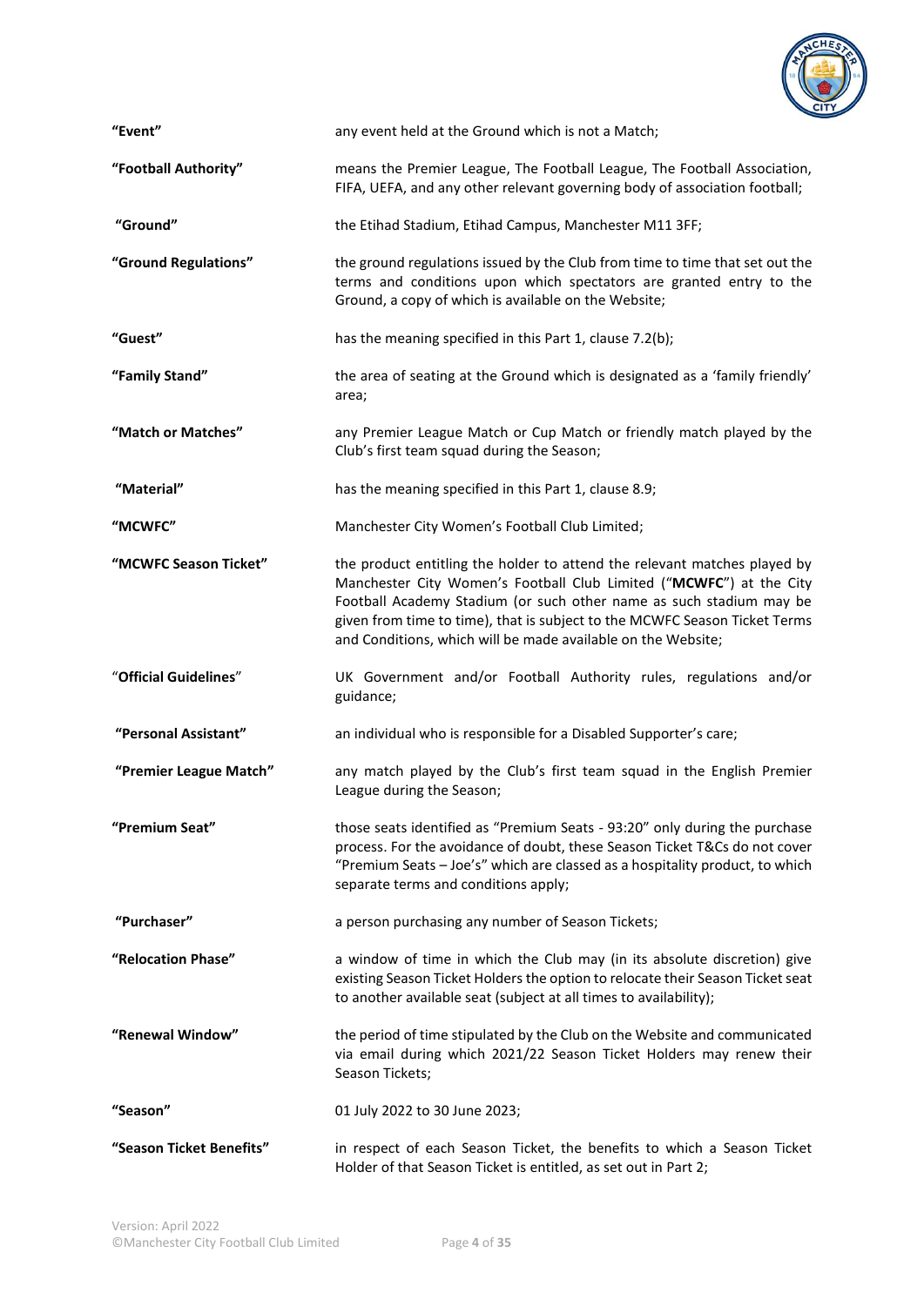| | |
|---|---|
| **"Event"** | any event held at the Ground which is not a Match; |
| **"Football Authority"** | means the Premier League, The Football League, The Football Association, FIFA, UEFA, and any other relevant governing body of association football; |
| **"Ground"** | the Etihad Stadium, Etihad Campus, Manchester M11 3FF; |
| **"Ground Regulations"** | the ground regulations issued by the Club from time to time that set out the terms and conditions upon which spectators are granted entry to the Ground, a copy of which is available on the Website; |
| **"Guest"** | has the meaning specified in this Part 1, clause 7.2(b); |
| **"Family Stand"** | the area of seating at the Ground which is designated as a 'family friendly' area; |
| **"Match or Matches"** | any Premier League Match or Cup Match or friendly match played by the Club's first team squad during the Season; |
| **"Material"** | has the meaning specified in this Part 1, clause 8.9; |
| **"MCWFC"** | Manchester City Women's Football Club Limited; |
| **"MCWFC Season Ticket"** | the product entitling the holder to attend the relevant matches played by Manchester City Women's Football Club Limited ("**MCWFC**") at the City Football Academy Stadium (or such other name as such stadium may be given from time to time), that is subject to the MCWFC Season Ticket Terms and Conditions, which will be made available on the Website; |
| "**Official Guidelines**" | UK Government and/or Football Authority rules, regulations and/or guidance; |
| **"Personal Assistant"** | an individual who is responsible for a Disabled Supporter's care; |
| **"Premier League Match"** | any match played by the Club's first team squad in the English Premier League during the Season; |
| **"Premium Seat"** | those seats identified as "Premium Seats - 93:20" only during the purchase process. For the avoidance of doubt, these Season Ticket T&Cs do not cover "Premium Seats – Joe's" which are classed as a hospitality product, to which separate terms and conditions apply; |
| **"Purchaser"** | a person purchasing any number of Season Tickets; |
| **"Relocation Phase"** | a window of time in which the Club may (in its absolute discretion) give existing Season Ticket Holders the option to relocate their Season Ticket seat to another available seat (subject at all times to availability); |
| **"Renewal Window"** | the period of time stipulated by the Club on the Website and communicated via email during which 2021/22 Season Ticket Holders may renew their Season Tickets; |
| **"Season"** | 01 July 2022 to 30 June 2023; |
| **"Season Ticket Benefits"** | in respect of each Season Ticket, the benefits to which a Season Ticket Holder of that Season Ticket is entitled, as set out in Part 2; |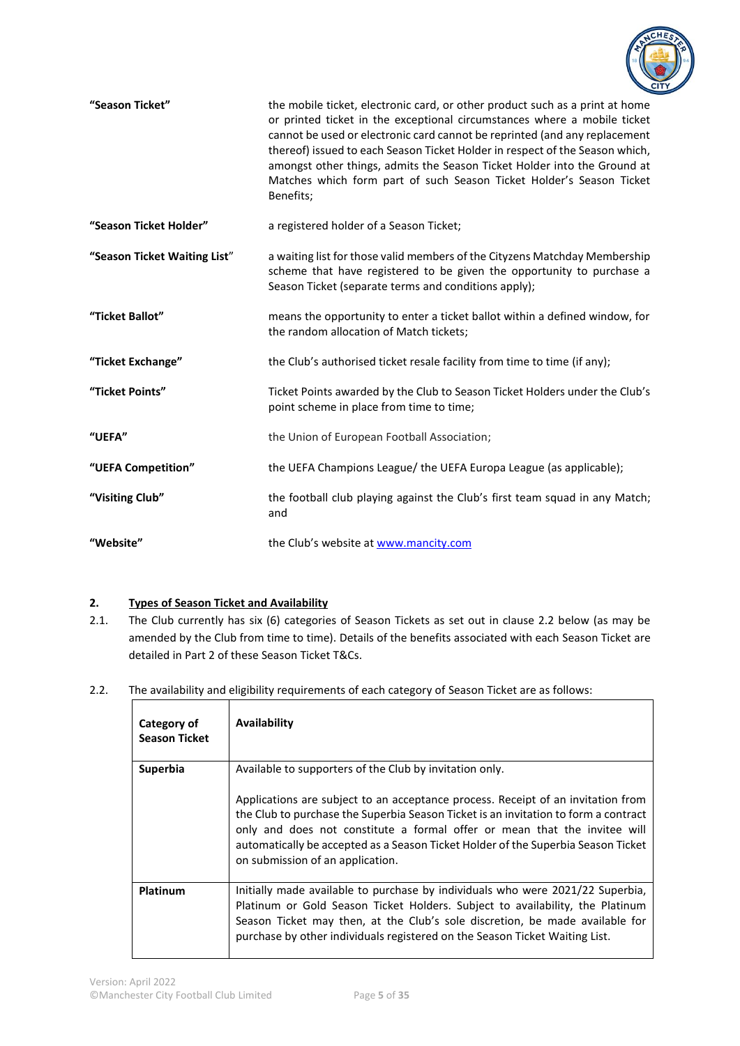| | |
|---|---|
| **"Season Ticket"** | the mobile ticket, electronic card, or other product such as a print at home or printed ticket in the exceptional circumstances where a mobile ticket cannot be used or electronic card cannot be reprinted (and any replacement thereof) issued to each Season Ticket Holder in respect of the Season which, amongst other things, admits the Season Ticket Holder into the Ground at Matches which form part of such Season Ticket Holder's Season Ticket Benefits; |
| **"Season Ticket Holder"** | a registered holder of a Season Ticket; |
| **"Season Ticket Waiting List"** | a waiting list for those valid members of the Cityzens Matchday Membership scheme that have registered to be given the opportunity to purchase a Season Ticket (separate terms and conditions apply); |
| **"Ticket Ballot"** | means the opportunity to enter a ticket ballot within a defined window, for the random allocation of Match tickets; |
| **"Ticket Exchange"** | the Club's authorised ticket resale facility from time to time (if any); |
| **"Ticket Points"** | Ticket Points awarded by the Club to Season Ticket Holders under the Club's point scheme in place from time to time; |
| **"UEFA"** | the Union of European Football Association; |
| **"UEFA Competition"** | the UEFA Champions League/ the UEFA Europa League (as applicable); |
| **"Visiting Club"** | the football club playing against the Club's first team squad in any Match; and |
| **"Website"** | the Club's website at www.mancity.com |

**2. Types of Season Ticket and Availability**

2.1. The Club currently has six (6) categories of Season Tickets as set out in clause 2.2 below (as may be amended by the Club from time to time). Details of the benefits associated with each Season Ticket are detailed in Part 2 of these Season Ticket T&Cs.

2.2. The availability and eligibility requirements of each category of Season Ticket are as follows:

| Category of Season Ticket | Availability |
|---|---|
| **Superbia** | Available to supporters of the Club by invitation only.<br><br>Applications are subject to an acceptance process. Receipt of an invitation from the Club to purchase the Superbia Season Ticket is an invitation to form a contract only and does not constitute a formal offer or mean that the invitee will automatically be accepted as a Season Ticket Holder of the Superbia Season Ticket on submission of an application. |
| **Platinum** | Initially made available to purchase by individuals who were 2021/22 Superbia, Platinum or Gold Season Ticket Holders. Subject to availability, the Platinum Season Ticket may then, at the Club's sole discretion, be made available for purchase by other individuals registered on the Season Ticket Waiting List. |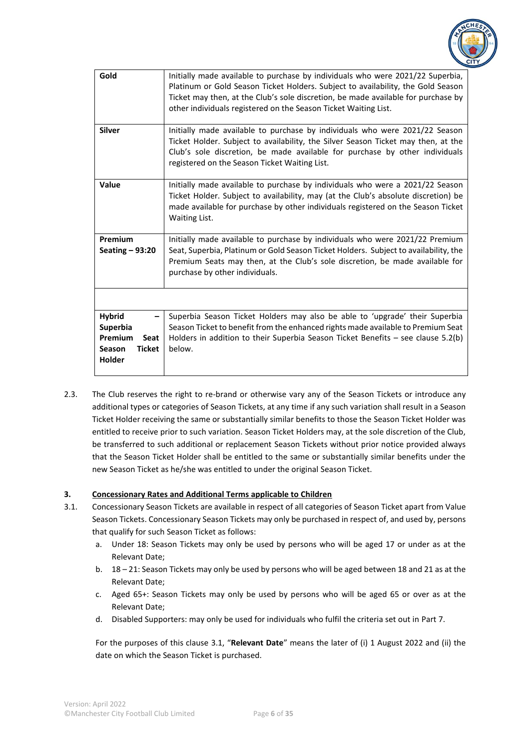| | |
|---|---|
| **Gold** | Initially made available to purchase by individuals who were 2021/22 Superbia, Platinum or Gold Season Ticket Holders. Subject to availability, the Gold Season Ticket may then, at the Club's sole discretion, be made available for purchase by other individuals registered on the Season Ticket Waiting List. |
| **Silver** | Initially made available to purchase by individuals who were 2021/22 Season Ticket Holder. Subject to availability, the Silver Season Ticket may then, at the Club's sole discretion, be made available for purchase by other individuals registered on the Season Ticket Waiting List. |
| **Value** | Initially made available to purchase by individuals who were a 2021/22 Season Ticket Holder. Subject to availability, may (at the Club's absolute discretion) be made available for purchase by other individuals registered on the Season Ticket Waiting List. |
| **Premium Seating – 93:20** | Initially made available to purchase by individuals who were 2021/22 Premium Seat, Superbia, Platinum or Gold Season Ticket Holders. Subject to availability, the Premium Seats may then, at the Club's sole discretion, be made available for purchase by other individuals. |
| | |
| **Hybrid – Superbia Premium Seat Season Ticket Holder** | Superbia Season Ticket Holders may also be able to 'upgrade' their Superbia Season Ticket to benefit from the enhanced rights made available to Premium Seat Holders in addition to their Superbia Season Ticket Benefits – see clause 5.2(b) below. |

2.3. The Club reserves the right to re-brand or otherwise vary any of the Season Tickets or introduce any additional types or categories of Season Tickets, at any time if any such variation shall result in a Season Ticket Holder receiving the same or substantially similar benefits to those the Season Ticket Holder was entitled to receive prior to such variation. Season Ticket Holders may, at the sole discretion of the Club, be transferred to such additional or replacement Season Tickets without prior notice provided always that the Season Ticket Holder shall be entitled to the same or substantially similar benefits under the new Season Ticket as he/she was entitled to under the original Season Ticket.

## 3. Concessionary Rates and Additional Terms applicable to Children

3.1. Concessionary Season Tickets are available in respect of all categories of Season Ticket apart from Value Season Tickets. Concessionary Season Tickets may only be purchased in respect of, and used by, persons that qualify for such Season Ticket as follows:

a. Under 18: Season Tickets may only be used by persons who will be aged 17 or under as at the Relevant Date;

b. 18 – 21: Season Tickets may only be used by persons who will be aged between 18 and 21 as at the Relevant Date;

c. Aged 65+: Season Tickets may only be used by persons who will be aged 65 or over as at the Relevant Date;

d. Disabled Supporters: may only be used for individuals who fulfil the criteria set out in Part 7.

For the purposes of this clause 3.1, "**Relevant Date**" means the later of (i) 1 August 2022 and (ii) the date on which the Season Ticket is purchased.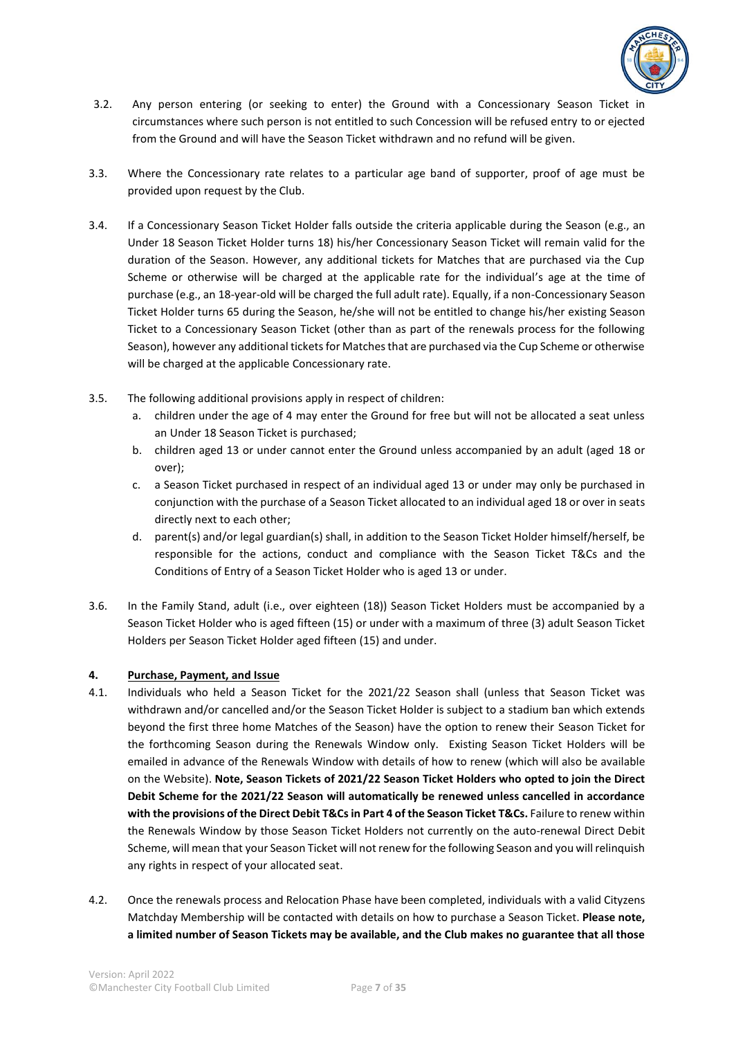3.2. Any person entering (or seeking to enter) the Ground with a Concessionary Season Ticket in circumstances where such person is not entitled to such Concession will be refused entry to or ejected from the Ground and will have the Season Ticket withdrawn and no refund will be given.

3.3. Where the Concessionary rate relates to a particular age band of supporter, proof of age must be provided upon request by the Club.

3.4. If a Concessionary Season Ticket Holder falls outside the criteria applicable during the Season (e.g., an Under 18 Season Ticket Holder turns 18) his/her Concessionary Season Ticket will remain valid for the duration of the Season. However, any additional tickets for Matches that are purchased via the Cup Scheme or otherwise will be charged at the applicable rate for the individual's age at the time of purchase (e.g., an 18-year-old will be charged the full adult rate). Equally, if a non-Concessionary Season Ticket Holder turns 65 during the Season, he/she will not be entitled to change his/her existing Season Ticket to a Concessionary Season Ticket (other than as part of the renewals process for the following Season), however any additional tickets for Matches that are purchased via the Cup Scheme or otherwise will be charged at the applicable Concessionary rate.

3.5. The following additional provisions apply in respect of children:

a. children under the age of 4 may enter the Ground for free but will not be allocated a seat unless an Under 18 Season Ticket is purchased;

b. children aged 13 or under cannot enter the Ground unless accompanied by an adult (aged 18 or over);

c. a Season Ticket purchased in respect of an individual aged 13 or under may only be purchased in conjunction with the purchase of a Season Ticket allocated to an individual aged 18 or over in seats directly next to each other;

d. parent(s) and/or legal guardian(s) shall, in addition to the Season Ticket Holder himself/herself, be responsible for the actions, conduct and compliance with the Season Ticket T&Cs and the Conditions of Entry of a Season Ticket Holder who is aged 13 or under.

3.6. In the Family Stand, adult (i.e., over eighteen (18)) Season Ticket Holders must be accompanied by a Season Ticket Holder who is aged fifteen (15) or under with a maximum of three (3) adult Season Ticket Holders per Season Ticket Holder aged fifteen (15) and under.

## 4. Purchase, Payment, and Issue

4.1. Individuals who held a Season Ticket for the 2021/22 Season shall (unless that Season Ticket was withdrawn and/or cancelled and/or the Season Ticket Holder is subject to a stadium ban which extends beyond the first three home Matches of the Season) have the option to renew their Season Ticket for the forthcoming Season during the Renewals Window only. Existing Season Ticket Holders will be emailed in advance of the Renewals Window with details of how to renew (which will also be available on the Website). **Note, Season Tickets of 2021/22 Season Ticket Holders who opted to join the Direct Debit Scheme for the 2021/22 Season will automatically be renewed unless cancelled in accordance with the provisions of the Direct Debit T&Cs in Part 4 of the Season Ticket T&Cs.** Failure to renew within the Renewals Window by those Season Ticket Holders not currently on the auto-renewal Direct Debit Scheme, will mean that your Season Ticket will not renew for the following Season and you will relinquish any rights in respect of your allocated seat.

4.2. Once the renewals process and Relocation Phase have been completed, individuals with a valid Cityzens Matchday Membership will be contacted with details on how to purchase a Season Ticket. **Please note, a limited number of Season Tickets may be available, and the Club makes no guarantee that all those**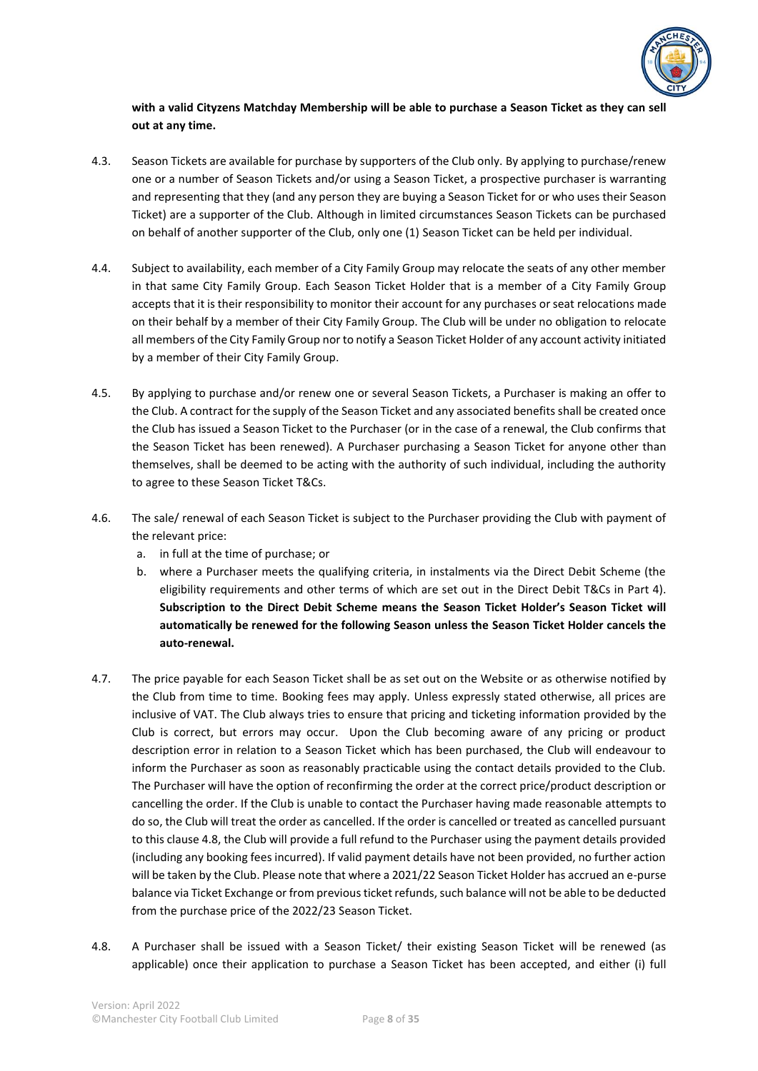**with a valid Cityzens Matchday Membership will be able to purchase a Season Ticket as they can sell out at any time.**

4.3. Season Tickets are available for purchase by supporters of the Club only. By applying to purchase/renew one or a number of Season Tickets and/or using a Season Ticket, a prospective purchaser is warranting and representing that they (and any person they are buying a Season Ticket for or who uses their Season Ticket) are a supporter of the Club. Although in limited circumstances Season Tickets can be purchased on behalf of another supporter of the Club, only one (1) Season Ticket can be held per individual.

4.4. Subject to availability, each member of a City Family Group may relocate the seats of any other member in that same City Family Group. Each Season Ticket Holder that is a member of a City Family Group accepts that it is their responsibility to monitor their account for any purchases or seat relocations made on their behalf by a member of their City Family Group. The Club will be under no obligation to relocate all members of the City Family Group nor to notify a Season Ticket Holder of any account activity initiated by a member of their City Family Group.

4.5. By applying to purchase and/or renew one or several Season Tickets, a Purchaser is making an offer to the Club. A contract for the supply of the Season Ticket and any associated benefits shall be created once the Club has issued a Season Ticket to the Purchaser (or in the case of a renewal, the Club confirms that the Season Ticket has been renewed). A Purchaser purchasing a Season Ticket for anyone other than themselves, shall be deemed to be acting with the authority of such individual, including the authority to agree to these Season Ticket T&Cs.

4.6. The sale/ renewal of each Season Ticket is subject to the Purchaser providing the Club with payment of the relevant price:

a. in full at the time of purchase; or
b. where a Purchaser meets the qualifying criteria, in instalments via the Direct Debit Scheme (the eligibility requirements and other terms of which are set out in the Direct Debit T&Cs in Part 4). **Subscription to the Direct Debit Scheme means the Season Ticket Holder's Season Ticket will automatically be renewed for the following Season unless the Season Ticket Holder cancels the auto-renewal.**

4.7. The price payable for each Season Ticket shall be as set out on the Website or as otherwise notified by the Club from time to time. Booking fees may apply. Unless expressly stated otherwise, all prices are inclusive of VAT. The Club always tries to ensure that pricing and ticketing information provided by the Club is correct, but errors may occur. Upon the Club becoming aware of any pricing or product description error in relation to a Season Ticket which has been purchased, the Club will endeavour to inform the Purchaser as soon as reasonably practicable using the contact details provided to the Club. The Purchaser will have the option of reconfirming the order at the correct price/product description or cancelling the order. If the Club is unable to contact the Purchaser having made reasonable attempts to do so, the Club will treat the order as cancelled. If the order is cancelled or treated as cancelled pursuant to this clause 4.8, the Club will provide a full refund to the Purchaser using the payment details provided (including any booking fees incurred). If valid payment details have not been provided, no further action will be taken by the Club. Please note that where a 2021/22 Season Ticket Holder has accrued an e-purse balance via Ticket Exchange or from previous ticket refunds, such balance will not be able to be deducted from the purchase price of the 2022/23 Season Ticket.

4.8. A Purchaser shall be issued with a Season Ticket/ their existing Season Ticket will be renewed (as applicable) once their application to purchase a Season Ticket has been accepted, and either (i) full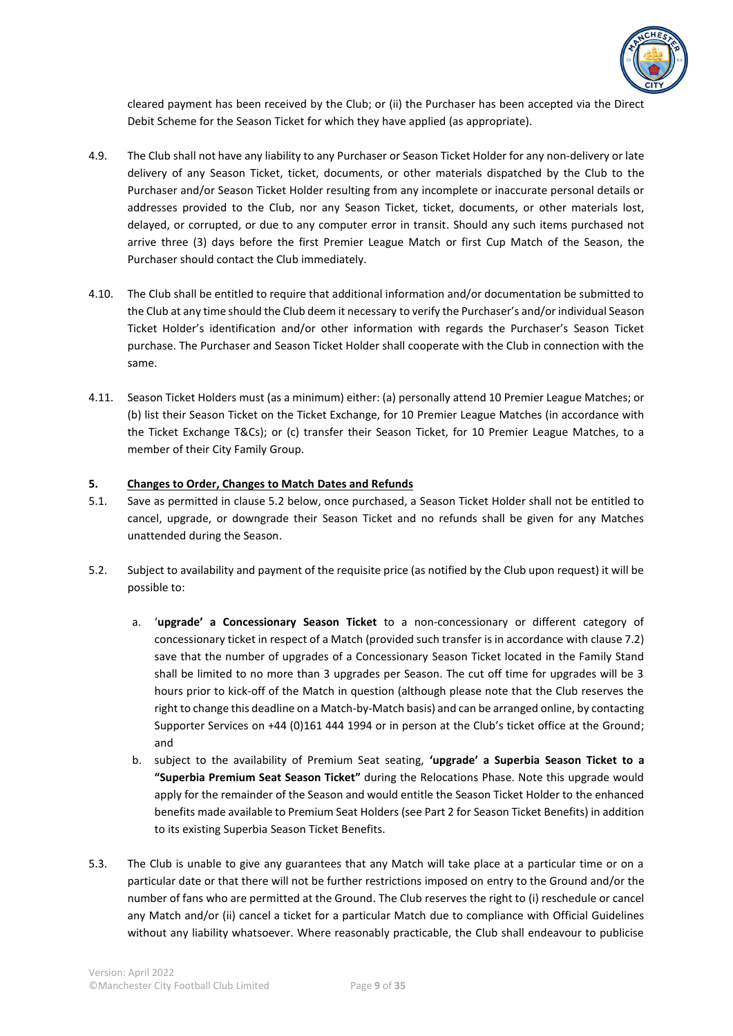cleared payment has been received by the Club; or (ii) the Purchaser has been accepted via the Direct Debit Scheme for the Season Ticket for which they have applied (as appropriate).

4.9. The Club shall not have any liability to any Purchaser or Season Ticket Holder for any non-delivery or late delivery of any Season Ticket, ticket, documents, or other materials dispatched by the Club to the Purchaser and/or Season Ticket Holder resulting from any incomplete or inaccurate personal details or addresses provided to the Club, nor any Season Ticket, ticket, documents, or other materials lost, delayed, or corrupted, or due to any computer error in transit. Should any such items purchased not arrive three (3) days before the first Premier League Match or first Cup Match of the Season, the Purchaser should contact the Club immediately.

4.10. The Club shall be entitled to require that additional information and/or documentation be submitted to the Club at any time should the Club deem it necessary to verify the Purchaser's and/or individual Season Ticket Holder's identification and/or other information with regards the Purchaser's Season Ticket purchase. The Purchaser and Season Ticket Holder shall cooperate with the Club in connection with the same.

4.11. Season Ticket Holders must (as a minimum) either: (a) personally attend 10 Premier League Matches; or (b) list their Season Ticket on the Ticket Exchange, for 10 Premier League Matches (in accordance with the Ticket Exchange T&Cs); or (c) transfer their Season Ticket, for 10 Premier League Matches, to a member of their City Family Group.

## 5. Changes to Order, Changes to Match Dates and Refunds

5.1. Save as permitted in clause 5.2 below, once purchased, a Season Ticket Holder shall not be entitled to cancel, upgrade, or downgrade their Season Ticket and no refunds shall be given for any Matches unattended during the Season.

5.2. Subject to availability and payment of the requisite price (as notified by the Club upon request) it will be possible to:

a. '**upgrade' a Concessionary Season Ticket** to a non-concessionary or different category of concessionary ticket in respect of a Match (provided such transfer is in accordance with clause 7.2) save that the number of upgrades of a Concessionary Season Ticket located in the Family Stand shall be limited to no more than 3 upgrades per Season. The cut off time for upgrades will be 3 hours prior to kick-off of the Match in question (although please note that the Club reserves the right to change this deadline on a Match-by-Match basis) and can be arranged online, by contacting Supporter Services on +44 (0)161 444 1994 or in person at the Club's ticket office at the Ground; and

b. subject to the availability of Premium Seat seating, **'upgrade' a Superbia Season Ticket to a "Superbia Premium Seat Season Ticket"** during the Relocations Phase. Note this upgrade would apply for the remainder of the Season and would entitle the Season Ticket Holder to the enhanced benefits made available to Premium Seat Holders (see Part 2 for Season Ticket Benefits) in addition to its existing Superbia Season Ticket Benefits.

5.3. The Club is unable to give any guarantees that any Match will take place at a particular time or on a particular date or that there will not be further restrictions imposed on entry to the Ground and/or the number of fans who are permitted at the Ground. The Club reserves the right to (i) reschedule or cancel any Match and/or (ii) cancel a ticket for a particular Match due to compliance with Official Guidelines without any liability whatsoever. Where reasonably practicable, the Club shall endeavour to publicise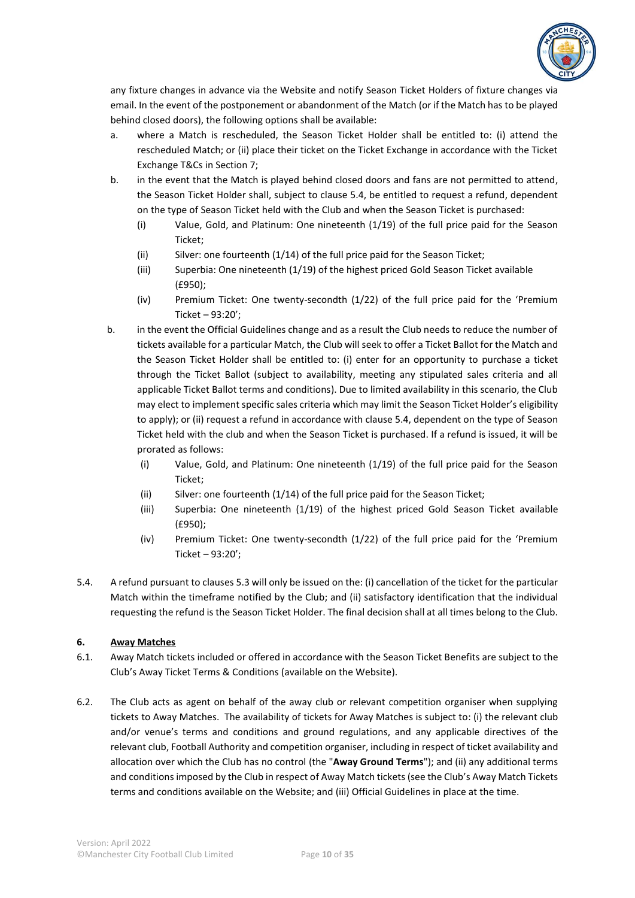any fixture changes in advance via the Website and notify Season Ticket Holders of fixture changes via email. In the event of the postponement or abandonment of the Match (or if the Match has to be played behind closed doors), the following options shall be available:

a. where a Match is rescheduled, the Season Ticket Holder shall be entitled to: (i) attend the rescheduled Match; or (ii) place their ticket on the Ticket Exchange in accordance with the Ticket Exchange T&Cs in Section 7;

b. in the event that the Match is played behind closed doors and fans are not permitted to attend, the Season Ticket Holder shall, subject to clause 5.4, be entitled to request a refund, dependent on the type of Season Ticket held with the Club and when the Season Ticket is purchased:

   (i) Value, Gold, and Platinum: One nineteenth (1/19) of the full price paid for the Season Ticket;

   (ii) Silver: one fourteenth (1/14) of the full price paid for the Season Ticket;

   (iii) Superbia: One nineteenth (1/19) of the highest priced Gold Season Ticket available (£950);

   (iv) Premium Ticket: One twenty-secondth (1/22) of the full price paid for the 'Premium Ticket – 93:20';

b. in the event the Official Guidelines change and as a result the Club needs to reduce the number of tickets available for a particular Match, the Club will seek to offer a Ticket Ballot for the Match and the Season Ticket Holder shall be entitled to: (i) enter for an opportunity to purchase a ticket through the Ticket Ballot (subject to availability, meeting any stipulated sales criteria and all applicable Ticket Ballot terms and conditions). Due to limited availability in this scenario, the Club may elect to implement specific sales criteria which may limit the Season Ticket Holder's eligibility to apply); or (ii) request a refund in accordance with clause 5.4, dependent on the type of Season Ticket held with the club and when the Season Ticket is purchased. If a refund is issued, it will be prorated as follows:

   (i) Value, Gold, and Platinum: One nineteenth (1/19) of the full price paid for the Season Ticket;

   (ii) Silver: one fourteenth (1/14) of the full price paid for the Season Ticket;

   (iii) Superbia: One nineteenth (1/19) of the highest priced Gold Season Ticket available (£950);

   (iv) Premium Ticket: One twenty-secondth (1/22) of the full price paid for the 'Premium Ticket – 93:20';

5.4. A refund pursuant to clauses 5.3 will only be issued on the: (i) cancellation of the ticket for the particular Match within the timeframe notified by the Club; and (ii) satisfactory identification that the individual requesting the refund is the Season Ticket Holder. The final decision shall at all times belong to the Club.

## 6. Away Matches

6.1. Away Match tickets included or offered in accordance with the Season Ticket Benefits are subject to the Club's Away Ticket Terms & Conditions (available on the Website).

6.2. The Club acts as agent on behalf of the away club or relevant competition organiser when supplying tickets to Away Matches. The availability of tickets for Away Matches is subject to: (i) the relevant club and/or venue's terms and conditions and ground regulations, and any applicable directives of the relevant club, Football Authority and competition organiser, including in respect of ticket availability and allocation over which the Club has no control (the "**Away Ground Terms**"); and (ii) any additional terms and conditions imposed by the Club in respect of Away Match tickets (see the Club's Away Match Tickets terms and conditions available on the Website; and (iii) Official Guidelines in place at the time.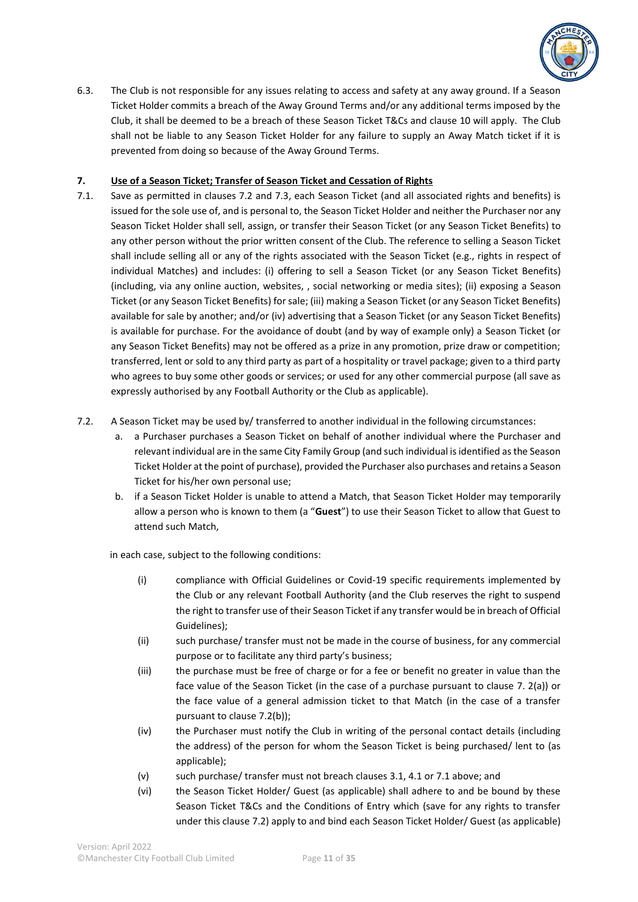6.3. The Club is not responsible for any issues relating to access and safety at any away ground. If a Season Ticket Holder commits a breach of the Away Ground Terms and/or any additional terms imposed by the Club, it shall be deemed to be a breach of these Season Ticket T&Cs and clause 10 will apply. The Club shall not be liable to any Season Ticket Holder for any failure to supply an Away Match ticket if it is prevented from doing so because of the Away Ground Terms.

**7. Use of a Season Ticket; Transfer of Season Ticket and Cessation of Rights**

7.1. Save as permitted in clauses 7.2 and 7.3, each Season Ticket (and all associated rights and benefits) is issued for the sole use of, and is personal to, the Season Ticket Holder and neither the Purchaser nor any Season Ticket Holder shall sell, assign, or transfer their Season Ticket (or any Season Ticket Benefits) to any other person without the prior written consent of the Club. The reference to selling a Season Ticket shall include selling all or any of the rights associated with the Season Ticket (e.g., rights in respect of individual Matches) and includes: (i) offering to sell a Season Ticket (or any Season Ticket Benefits) (including, via any online auction, websites, , social networking or media sites); (ii) exposing a Season Ticket (or any Season Ticket Benefits) for sale; (iii) making a Season Ticket (or any Season Ticket Benefits) available for sale by another; and/or (iv) advertising that a Season Ticket (or any Season Ticket Benefits) is available for purchase. For the avoidance of doubt (and by way of example only) a Season Ticket (or any Season Ticket Benefits) may not be offered as a prize in any promotion, prize draw or competition; transferred, lent or sold to any third party as part of a hospitality or travel package; given to a third party who agrees to buy some other goods or services; or used for any other commercial purpose (all save as expressly authorised by any Football Authority or the Club as applicable).

7.2. A Season Ticket may be used by/ transferred to another individual in the following circumstances:

a. a Purchaser purchases a Season Ticket on behalf of another individual where the Purchaser and relevant individual are in the same City Family Group (and such individual is identified as the Season Ticket Holder at the point of purchase), provided the Purchaser also purchases and retains a Season Ticket for his/her own personal use;

b. if a Season Ticket Holder is unable to attend a Match, that Season Ticket Holder may temporarily allow a person who is known to them (a "**Guest**") to use their Season Ticket to allow that Guest to attend such Match,

in each case, subject to the following conditions:

(i) compliance with Official Guidelines or Covid-19 specific requirements implemented by the Club or any relevant Football Authority (and the Club reserves the right to suspend the right to transfer use of their Season Ticket if any transfer would be in breach of Official Guidelines);

(ii) such purchase/ transfer must not be made in the course of business, for any commercial purpose or to facilitate any third party's business;

(iii) the purchase must be free of charge or for a fee or benefit no greater in value than the face value of the Season Ticket (in the case of a purchase pursuant to clause 7. 2(a)) or the face value of a general admission ticket to that Match (in the case of a transfer pursuant to clause 7.2(b));

(iv) the Purchaser must notify the Club in writing of the personal contact details (including the address) of the person for whom the Season Ticket is being purchased/ lent to (as applicable);

(v) such purchase/ transfer must not breach clauses 3.1, 4.1 or 7.1 above; and

(vi) the Season Ticket Holder/ Guest (as applicable) shall adhere to and be bound by these Season Ticket T&Cs and the Conditions of Entry which (save for any rights to transfer under this clause 7.2) apply to and bind each Season Ticket Holder/ Guest (as applicable)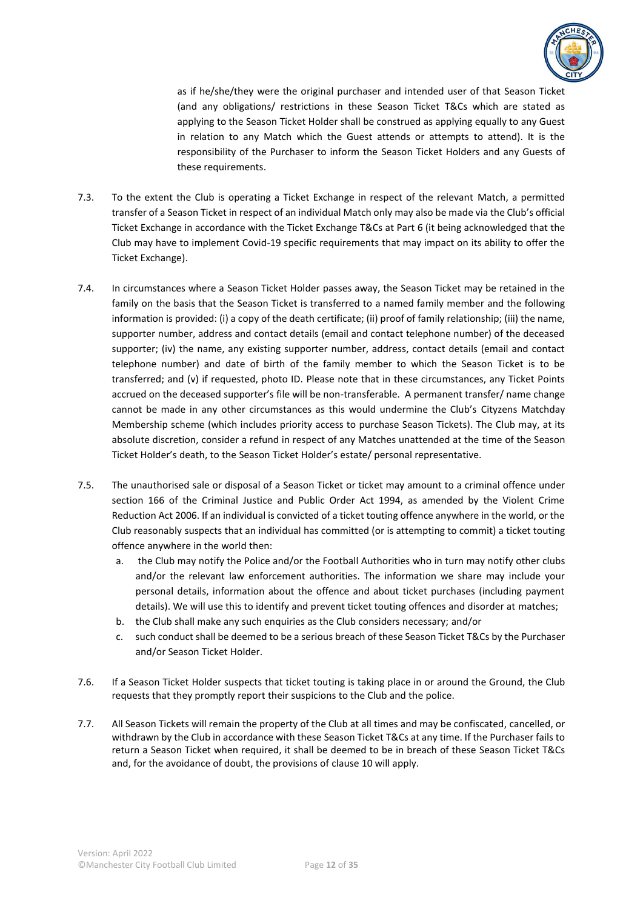as if he/she/they were the original purchaser and intended user of that Season Ticket (and any obligations/ restrictions in these Season Ticket T&Cs which are stated as applying to the Season Ticket Holder shall be construed as applying equally to any Guest in relation to any Match which the Guest attends or attempts to attend). It is the responsibility of the Purchaser to inform the Season Ticket Holders and any Guests of these requirements.

7.3. To the extent the Club is operating a Ticket Exchange in respect of the relevant Match, a permitted transfer of a Season Ticket in respect of an individual Match only may also be made via the Club's official Ticket Exchange in accordance with the Ticket Exchange T&Cs at Part 6 (it being acknowledged that the Club may have to implement Covid-19 specific requirements that may impact on its ability to offer the Ticket Exchange).

7.4. In circumstances where a Season Ticket Holder passes away, the Season Ticket may be retained in the family on the basis that the Season Ticket is transferred to a named family member and the following information is provided: (i) a copy of the death certificate; (ii) proof of family relationship; (iii) the name, supporter number, address and contact details (email and contact telephone number) of the deceased supporter; (iv) the name, any existing supporter number, address, contact details (email and contact telephone number) and date of birth of the family member to which the Season Ticket is to be transferred; and (v) if requested, photo ID. Please note that in these circumstances, any Ticket Points accrued on the deceased supporter's file will be non-transferable. A permanent transfer/ name change cannot be made in any other circumstances as this would undermine the Club's Cityzens Matchday Membership scheme (which includes priority access to purchase Season Tickets). The Club may, at its absolute discretion, consider a refund in respect of any Matches unattended at the time of the Season Ticket Holder's death, to the Season Ticket Holder's estate/ personal representative.

7.5. The unauthorised sale or disposal of a Season Ticket or ticket may amount to a criminal offence under section 166 of the Criminal Justice and Public Order Act 1994, as amended by the Violent Crime Reduction Act 2006. If an individual is convicted of a ticket touting offence anywhere in the world, or the Club reasonably suspects that an individual has committed (or is attempting to commit) a ticket touting offence anywhere in the world then:

   a. the Club may notify the Police and/or the Football Authorities who in turn may notify other clubs and/or the relevant law enforcement authorities. The information we share may include your personal details, information about the offence and about ticket purchases (including payment details). We will use this to identify and prevent ticket touting offences and disorder at matches;
   b. the Club shall make any such enquiries as the Club considers necessary; and/or
   c. such conduct shall be deemed to be a serious breach of these Season Ticket T&Cs by the Purchaser and/or Season Ticket Holder.

7.6. If a Season Ticket Holder suspects that ticket touting is taking place in or around the Ground, the Club requests that they promptly report their suspicions to the Club and the police.

7.7. All Season Tickets will remain the property of the Club at all times and may be confiscated, cancelled, or withdrawn by the Club in accordance with these Season Ticket T&Cs at any time. If the Purchaser fails to return a Season Ticket when required, it shall be deemed to be in breach of these Season Ticket T&Cs and, for the avoidance of doubt, the provisions of clause 10 will apply.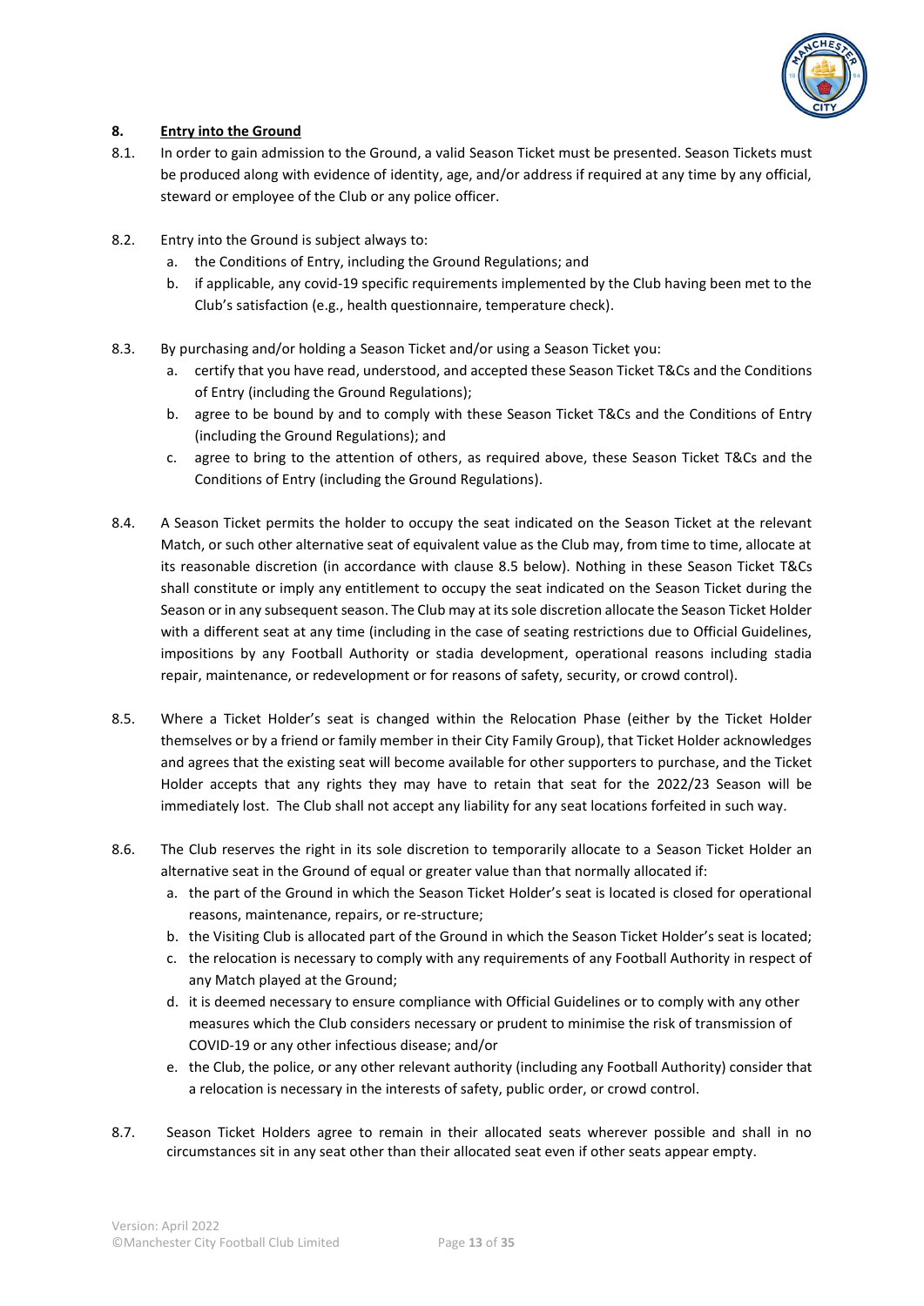## 8. Entry into the Ground

8.1. In order to gain admission to the Ground, a valid Season Ticket must be presented. Season Tickets must be produced along with evidence of identity, age, and/or address if required at any time by any official, steward or employee of the Club or any police officer.

8.2. Entry into the Ground is subject always to:

a. the Conditions of Entry, including the Ground Regulations; and
b. if applicable, any covid-19 specific requirements implemented by the Club having been met to the Club's satisfaction (e.g., health questionnaire, temperature check).

8.3. By purchasing and/or holding a Season Ticket and/or using a Season Ticket you:

a. certify that you have read, understood, and accepted these Season Ticket T&Cs and the Conditions of Entry (including the Ground Regulations);
b. agree to be bound by and to comply with these Season Ticket T&Cs and the Conditions of Entry (including the Ground Regulations); and
c. agree to bring to the attention of others, as required above, these Season Ticket T&Cs and the Conditions of Entry (including the Ground Regulations).

8.4. A Season Ticket permits the holder to occupy the seat indicated on the Season Ticket at the relevant Match, or such other alternative seat of equivalent value as the Club may, from time to time, allocate at its reasonable discretion (in accordance with clause 8.5 below). Nothing in these Season Ticket T&Cs shall constitute or imply any entitlement to occupy the seat indicated on the Season Ticket during the Season or in any subsequent season. The Club may at its sole discretion allocate the Season Ticket Holder with a different seat at any time (including in the case of seating restrictions due to Official Guidelines, impositions by any Football Authority or stadia development, operational reasons including stadia repair, maintenance, or redevelopment or for reasons of safety, security, or crowd control).

8.5. Where a Ticket Holder's seat is changed within the Relocation Phase (either by the Ticket Holder themselves or by a friend or family member in their City Family Group), that Ticket Holder acknowledges and agrees that the existing seat will become available for other supporters to purchase, and the Ticket Holder accepts that any rights they may have to retain that seat for the 2022/23 Season will be immediately lost. The Club shall not accept any liability for any seat locations forfeited in such way.

8.6. The Club reserves the right in its sole discretion to temporarily allocate to a Season Ticket Holder an alternative seat in the Ground of equal or greater value than that normally allocated if:

a. the part of the Ground in which the Season Ticket Holder's seat is located is closed for operational reasons, maintenance, repairs, or re-structure;
b. the Visiting Club is allocated part of the Ground in which the Season Ticket Holder's seat is located;
c. the relocation is necessary to comply with any requirements of any Football Authority in respect of any Match played at the Ground;
d. it is deemed necessary to ensure compliance with Official Guidelines or to comply with any other measures which the Club considers necessary or prudent to minimise the risk of transmission of COVID-19 or any other infectious disease; and/or
e. the Club, the police, or any other relevant authority (including any Football Authority) consider that a relocation is necessary in the interests of safety, public order, or crowd control.

8.7. Season Ticket Holders agree to remain in their allocated seats wherever possible and shall in no circumstances sit in any seat other than their allocated seat even if other seats appear empty.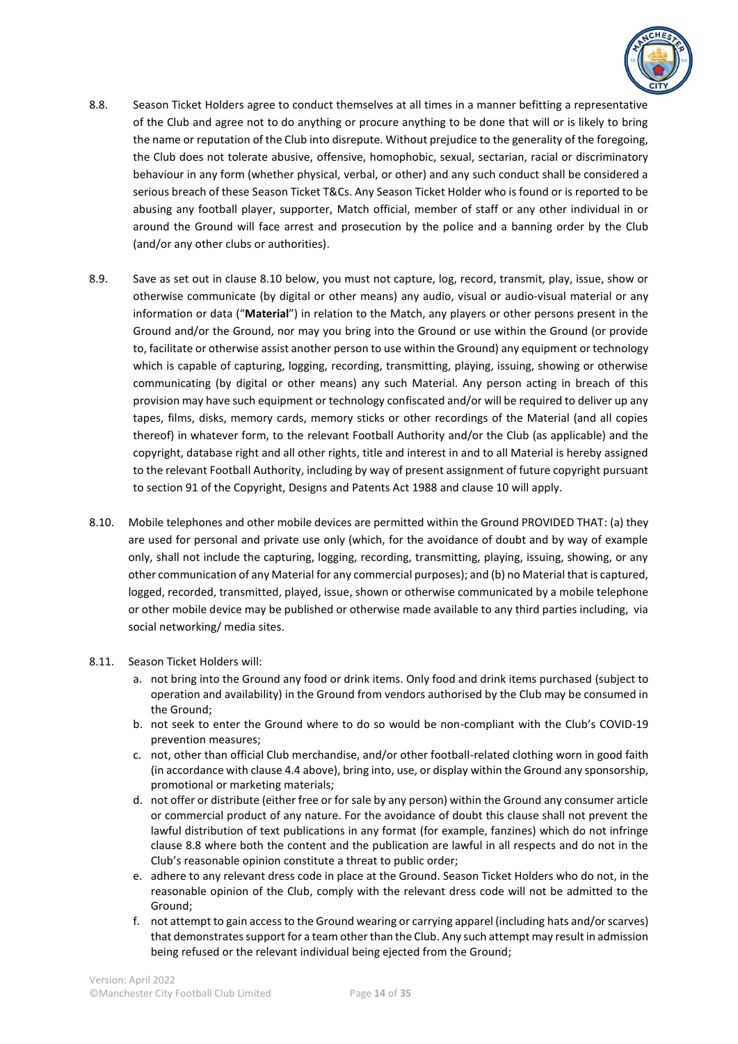8.8. Season Ticket Holders agree to conduct themselves at all times in a manner befitting a representative of the Club and agree not to do anything or procure anything to be done that will or is likely to bring the name or reputation of the Club into disrepute. Without prejudice to the generality of the foregoing, the Club does not tolerate abusive, offensive, homophobic, sexual, sectarian, racial or discriminatory behaviour in any form (whether physical, verbal, or other) and any such conduct shall be considered a serious breach of these Season Ticket T&Cs. Any Season Ticket Holder who is found or is reported to be abusing any football player, supporter, Match official, member of staff or any other individual in or around the Ground will face arrest and prosecution by the police and a banning order by the Club (and/or any other clubs or authorities).

8.9. Save as set out in clause 8.10 below, you must not capture, log, record, transmit, play, issue, show or otherwise communicate (by digital or other means) any audio, visual or audio-visual material or any information or data ("**Material**") in relation to the Match, any players or other persons present in the Ground and/or the Ground, nor may you bring into the Ground or use within the Ground (or provide to, facilitate or otherwise assist another person to use within the Ground) any equipment or technology which is capable of capturing, logging, recording, transmitting, playing, issuing, showing or otherwise communicating (by digital or other means) any such Material. Any person acting in breach of this provision may have such equipment or technology confiscated and/or will be required to deliver up any tapes, films, disks, memory cards, memory sticks or other recordings of the Material (and all copies thereof) in whatever form, to the relevant Football Authority and/or the Club (as applicable) and the copyright, database right and all other rights, title and interest in and to all Material is hereby assigned to the relevant Football Authority, including by way of present assignment of future copyright pursuant to section 91 of the Copyright, Designs and Patents Act 1988 and clause 10 will apply.

8.10. Mobile telephones and other mobile devices are permitted within the Ground PROVIDED THAT: (a) they are used for personal and private use only (which, for the avoidance of doubt and by way of example only, shall not include the capturing, logging, recording, transmitting, playing, issuing, showing, or any other communication of any Material for any commercial purposes); and (b) no Material that is captured, logged, recorded, transmitted, played, issue, shown or otherwise communicated by a mobile telephone or other mobile device may be published or otherwise made available to any third parties including, via social networking/ media sites.

8.11. Season Ticket Holders will:

a. not bring into the Ground any food or drink items. Only food and drink items purchased (subject to operation and availability) in the Ground from vendors authorised by the Club may be consumed in the Ground;
b. not seek to enter the Ground where to do so would be non-compliant with the Club's COVID-19 prevention measures;
c. not, other than official Club merchandise, and/or other football-related clothing worn in good faith (in accordance with clause 4.4 above), bring into, use, or display within the Ground any sponsorship, promotional or marketing materials;
d. not offer or distribute (either free or for sale by any person) within the Ground any consumer article or commercial product of any nature. For the avoidance of doubt this clause shall not prevent the lawful distribution of text publications in any format (for example, fanzines) which do not infringe clause 8.8 where both the content and the publication are lawful in all respects and do not in the Club's reasonable opinion constitute a threat to public order;
e. adhere to any relevant dress code in place at the Ground. Season Ticket Holders who do not, in the reasonable opinion of the Club, comply with the relevant dress code will not be admitted to the Ground;
f. not attempt to gain access to the Ground wearing or carrying apparel (including hats and/or scarves) that demonstrates support for a team other than the Club. Any such attempt may result in admission being refused or the relevant individual being ejected from the Ground;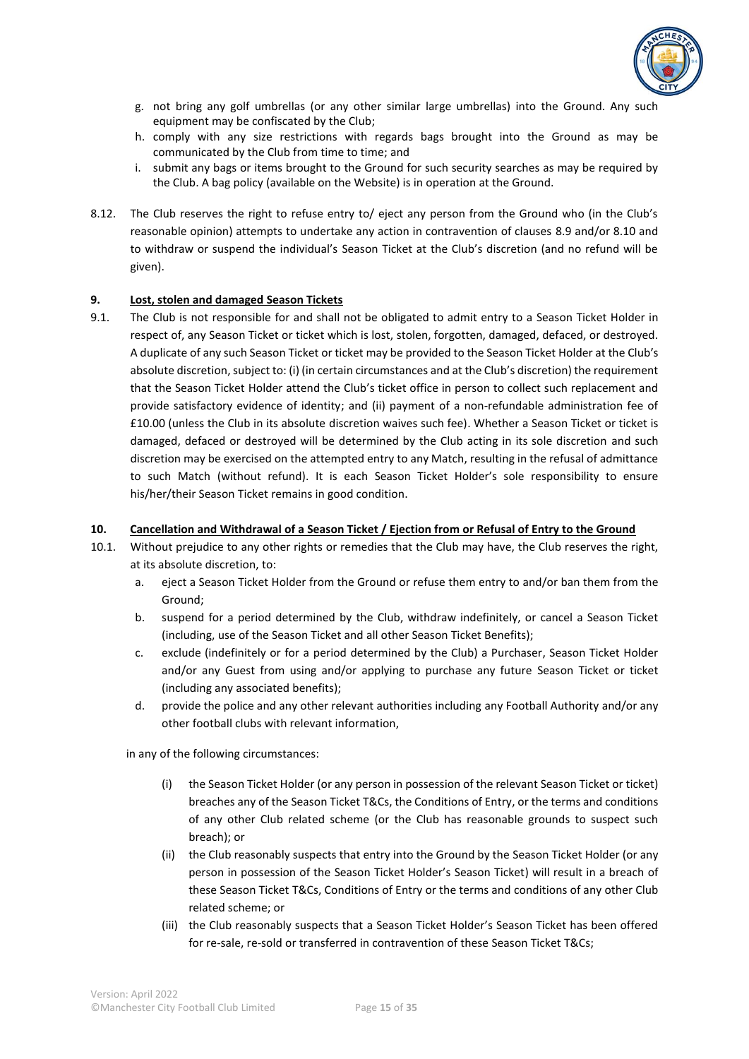g. not bring any golf umbrellas (or any other similar large umbrellas) into the Ground. Any such equipment may be confiscated by the Club;
h. comply with any size restrictions with regards bags brought into the Ground as may be communicated by the Club from time to time; and
i. submit any bags or items brought to the Ground for such security searches as may be required by the Club. A bag policy (available on the Website) is in operation at the Ground.

8.12. The Club reserves the right to refuse entry to/ eject any person from the Ground who (in the Club's reasonable opinion) attempts to undertake any action in contravention of clauses 8.9 and/or 8.10 and to withdraw or suspend the individual's Season Ticket at the Club's discretion (and no refund will be given).

## 9. Lost, stolen and damaged Season Tickets

9.1. The Club is not responsible for and shall not be obligated to admit entry to a Season Ticket Holder in respect of, any Season Ticket or ticket which is lost, stolen, forgotten, damaged, defaced, or destroyed. A duplicate of any such Season Ticket or ticket may be provided to the Season Ticket Holder at the Club's absolute discretion, subject to: (i) (in certain circumstances and at the Club's discretion) the requirement that the Season Ticket Holder attend the Club's ticket office in person to collect such replacement and provide satisfactory evidence of identity; and (ii) payment of a non-refundable administration fee of £10.00 (unless the Club in its absolute discretion waives such fee). Whether a Season Ticket or ticket is damaged, defaced or destroyed will be determined by the Club acting in its sole discretion and such discretion may be exercised on the attempted entry to any Match, resulting in the refusal of admittance to such Match (without refund). It is each Season Ticket Holder's sole responsibility to ensure his/her/their Season Ticket remains in good condition.

## 10. Cancellation and Withdrawal of a Season Ticket / Ejection from or Refusal of Entry to the Ground

10.1. Without prejudice to any other rights or remedies that the Club may have, the Club reserves the right, at its absolute discretion, to:

a. eject a Season Ticket Holder from the Ground or refuse them entry to and/or ban them from the Ground;
b. suspend for a period determined by the Club, withdraw indefinitely, or cancel a Season Ticket (including, use of the Season Ticket and all other Season Ticket Benefits);
c. exclude (indefinitely or for a period determined by the Club) a Purchaser, Season Ticket Holder and/or any Guest from using and/or applying to purchase any future Season Ticket or ticket (including any associated benefits);
d. provide the police and any other relevant authorities including any Football Authority and/or any other football clubs with relevant information,

in any of the following circumstances:

(i) the Season Ticket Holder (or any person in possession of the relevant Season Ticket or ticket) breaches any of the Season Ticket T&Cs, the Conditions of Entry, or the terms and conditions of any other Club related scheme (or the Club has reasonable grounds to suspect such breach); or
(ii) the Club reasonably suspects that entry into the Ground by the Season Ticket Holder (or any person in possession of the Season Ticket Holder's Season Ticket) will result in a breach of these Season Ticket T&Cs, Conditions of Entry or the terms and conditions of any other Club related scheme; or
(iii) the Club reasonably suspects that a Season Ticket Holder's Season Ticket has been offered for re-sale, re-sold or transferred in contravention of these Season Ticket T&Cs;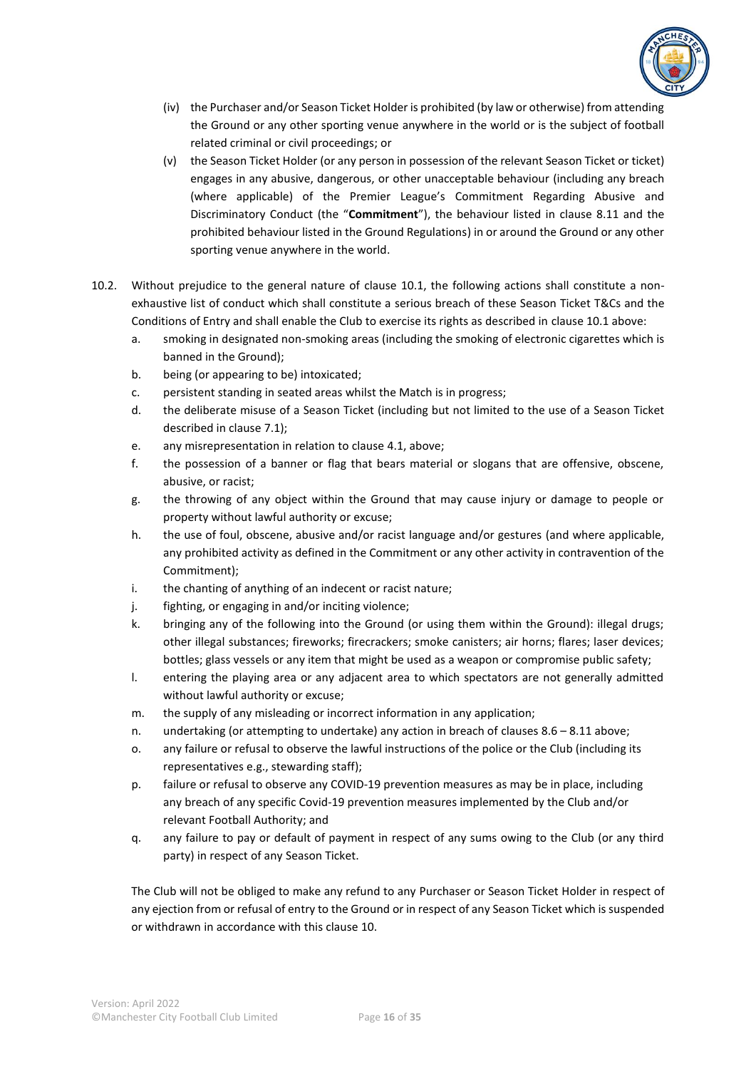(iv) the Purchaser and/or Season Ticket Holder is prohibited (by law or otherwise) from attending the Ground or any other sporting venue anywhere in the world or is the subject of football related criminal or civil proceedings; or

(v) the Season Ticket Holder (or any person in possession of the relevant Season Ticket or ticket) engages in any abusive, dangerous, or other unacceptable behaviour (including any breach (where applicable) of the Premier League's Commitment Regarding Abusive and Discriminatory Conduct (the "**Commitment**"), the behaviour listed in clause 8.11 and the prohibited behaviour listed in the Ground Regulations) in or around the Ground or any other sporting venue anywhere in the world.

10.2. Without prejudice to the general nature of clause 10.1, the following actions shall constitute a non-exhaustive list of conduct which shall constitute a serious breach of these Season Ticket T&Cs and the Conditions of Entry and shall enable the Club to exercise its rights as described in clause 10.1 above:

a. smoking in designated non-smoking areas (including the smoking of electronic cigarettes which is banned in the Ground);

b. being (or appearing to be) intoxicated;

c. persistent standing in seated areas whilst the Match is in progress;

d. the deliberate misuse of a Season Ticket (including but not limited to the use of a Season Ticket described in clause 7.1);

e. any misrepresentation in relation to clause 4.1, above;

f. the possession of a banner or flag that bears material or slogans that are offensive, obscene, abusive, or racist;

g. the throwing of any object within the Ground that may cause injury or damage to people or property without lawful authority or excuse;

h. the use of foul, obscene, abusive and/or racist language and/or gestures (and where applicable, any prohibited activity as defined in the Commitment or any other activity in contravention of the Commitment);

i. the chanting of anything of an indecent or racist nature;

j. fighting, or engaging in and/or inciting violence;

k. bringing any of the following into the Ground (or using them within the Ground): illegal drugs; other illegal substances; fireworks; firecrackers; smoke canisters; air horns; flares; laser devices; bottles; glass vessels or any item that might be used as a weapon or compromise public safety;

l. entering the playing area or any adjacent area to which spectators are not generally admitted without lawful authority or excuse;

m. the supply of any misleading or incorrect information in any application;

n. undertaking (or attempting to undertake) any action in breach of clauses 8.6 – 8.11 above;

o. any failure or refusal to observe the lawful instructions of the police or the Club (including its representatives e.g., stewarding staff);

p. failure or refusal to observe any COVID-19 prevention measures as may be in place, including any breach of any specific Covid-19 prevention measures implemented by the Club and/or relevant Football Authority; and

q. any failure to pay or default of payment in respect of any sums owing to the Club (or any third party) in respect of any Season Ticket.

The Club will not be obliged to make any refund to any Purchaser or Season Ticket Holder in respect of any ejection from or refusal of entry to the Ground or in respect of any Season Ticket which is suspended or withdrawn in accordance with this clause 10.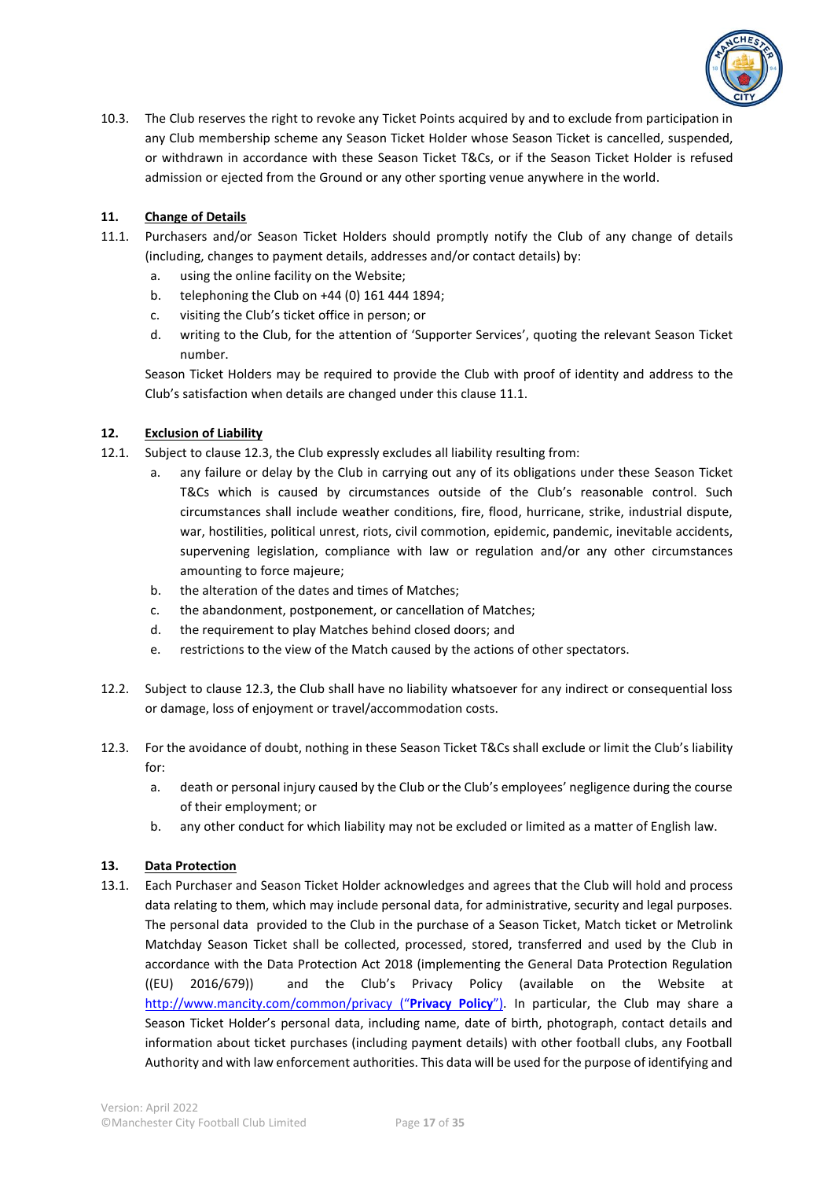10.3. The Club reserves the right to revoke any Ticket Points acquired by and to exclude from participation in any Club membership scheme any Season Ticket Holder whose Season Ticket is cancelled, suspended, or withdrawn in accordance with these Season Ticket T&Cs, or if the Season Ticket Holder is refused admission or ejected from the Ground or any other sporting venue anywhere in the world.

## 11. Change of Details

11.1. Purchasers and/or Season Ticket Holders should promptly notify the Club of any change of details (including, changes to payment details, addresses and/or contact details) by:

a. using the online facility on the Website;

b. telephoning the Club on +44 (0) 161 444 1894;

c. visiting the Club's ticket office in person; or

d. writing to the Club, for the attention of 'Supporter Services', quoting the relevant Season Ticket number.

Season Ticket Holders may be required to provide the Club with proof of identity and address to the Club's satisfaction when details are changed under this clause 11.1.

## 12. Exclusion of Liability

12.1. Subject to clause 12.3, the Club expressly excludes all liability resulting from:

a. any failure or delay by the Club in carrying out any of its obligations under these Season Ticket T&Cs which is caused by circumstances outside of the Club's reasonable control. Such circumstances shall include weather conditions, fire, flood, hurricane, strike, industrial dispute, war, hostilities, political unrest, riots, civil commotion, epidemic, pandemic, inevitable accidents, supervening legislation, compliance with law or regulation and/or any other circumstances amounting to force majeure;

b. the alteration of the dates and times of Matches;

c. the abandonment, postponement, or cancellation of Matches;

d. the requirement to play Matches behind closed doors; and

e. restrictions to the view of the Match caused by the actions of other spectators.

12.2. Subject to clause 12.3, the Club shall have no liability whatsoever for any indirect or consequential loss or damage, loss of enjoyment or travel/accommodation costs.

12.3. For the avoidance of doubt, nothing in these Season Ticket T&Cs shall exclude or limit the Club's liability for:

a. death or personal injury caused by the Club or the Club's employees' negligence during the course of their employment; or

b. any other conduct for which liability may not be excluded or limited as a matter of English law.

## 13. Data Protection

13.1. Each Purchaser and Season Ticket Holder acknowledges and agrees that the Club will hold and process data relating to them, which may include personal data, for administrative, security and legal purposes. The personal data provided to the Club in the purchase of a Season Ticket, Match ticket or Metrolink Matchday Season Ticket shall be collected, processed, stored, transferred and used by the Club in accordance with the Data Protection Act 2018 (implementing the General Data Protection Regulation ((EU) 2016/679)) and the Club's Privacy Policy (available on the Website at http://www.mancity.com/common/privacy ("**Privacy Policy**"). In particular, the Club may share a Season Ticket Holder's personal data, including name, date of birth, photograph, contact details and information about ticket purchases (including payment details) with other football clubs, any Football Authority and with law enforcement authorities. This data will be used for the purpose of identifying and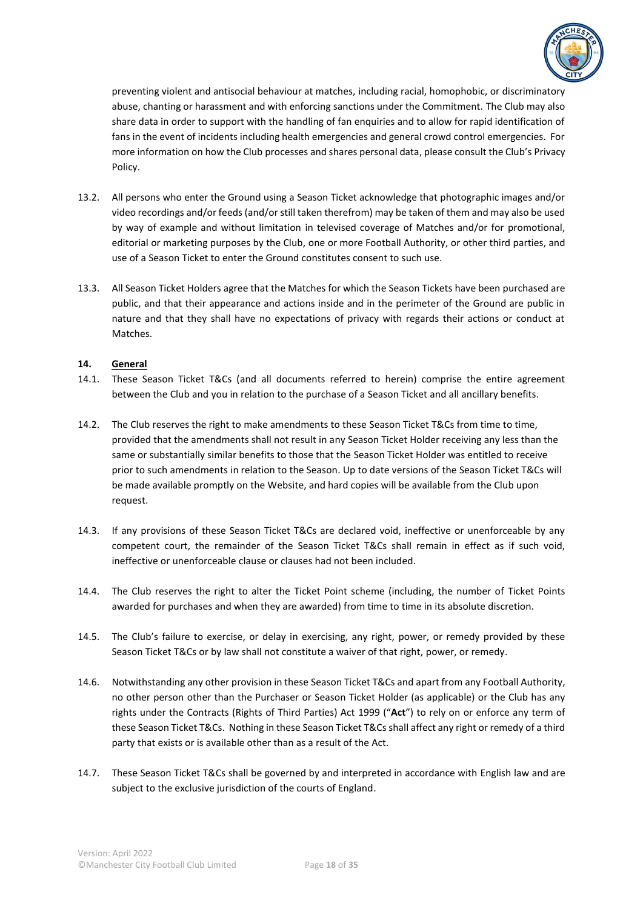preventing violent and antisocial behaviour at matches, including racial, homophobic, or discriminatory abuse, chanting or harassment and with enforcing sanctions under the Commitment. The Club may also share data in order to support with the handling of fan enquiries and to allow for rapid identification of fans in the event of incidents including health emergencies and general crowd control emergencies. For more information on how the Club processes and shares personal data, please consult the Club's Privacy Policy.

13.2. All persons who enter the Ground using a Season Ticket acknowledge that photographic images and/or video recordings and/or feeds (and/or still taken therefrom) may be taken of them and may also be used by way of example and without limitation in televised coverage of Matches and/or for promotional, editorial or marketing purposes by the Club, one or more Football Authority, or other third parties, and use of a Season Ticket to enter the Ground constitutes consent to such use.

13.3. All Season Ticket Holders agree that the Matches for which the Season Tickets have been purchased are public, and that their appearance and actions inside and in the perimeter of the Ground are public in nature and that they shall have no expectations of privacy with regards their actions or conduct at Matches.

**14. <u>General</u>**

14.1. These Season Ticket T&Cs (and all documents referred to herein) comprise the entire agreement between the Club and you in relation to the purchase of a Season Ticket and all ancillary benefits.

14.2. The Club reserves the right to make amendments to these Season Ticket T&Cs from time to time, provided that the amendments shall not result in any Season Ticket Holder receiving any less than the same or substantially similar benefits to those that the Season Ticket Holder was entitled to receive prior to such amendments in relation to the Season. Up to date versions of the Season Ticket T&Cs will be made available promptly on the Website, and hard copies will be available from the Club upon request.

14.3. If any provisions of these Season Ticket T&Cs are declared void, ineffective or unenforceable by any competent court, the remainder of the Season Ticket T&Cs shall remain in effect as if such void, ineffective or unenforceable clause or clauses had not been included.

14.4. The Club reserves the right to alter the Ticket Point scheme (including, the number of Ticket Points awarded for purchases and when they are awarded) from time to time in its absolute discretion.

14.5. The Club's failure to exercise, or delay in exercising, any right, power, or remedy provided by these Season Ticket T&Cs or by law shall not constitute a waiver of that right, power, or remedy.

14.6. Notwithstanding any other provision in these Season Ticket T&Cs and apart from any Football Authority, no other person other than the Purchaser or Season Ticket Holder (as applicable) or the Club has any rights under the Contracts (Rights of Third Parties) Act 1999 ("**Act**") to rely on or enforce any term of these Season Ticket T&Cs. Nothing in these Season Ticket T&Cs shall affect any right or remedy of a third party that exists or is available other than as a result of the Act.

14.7. These Season Ticket T&Cs shall be governed by and interpreted in accordance with English law and are subject to the exclusive jurisdiction of the courts of England.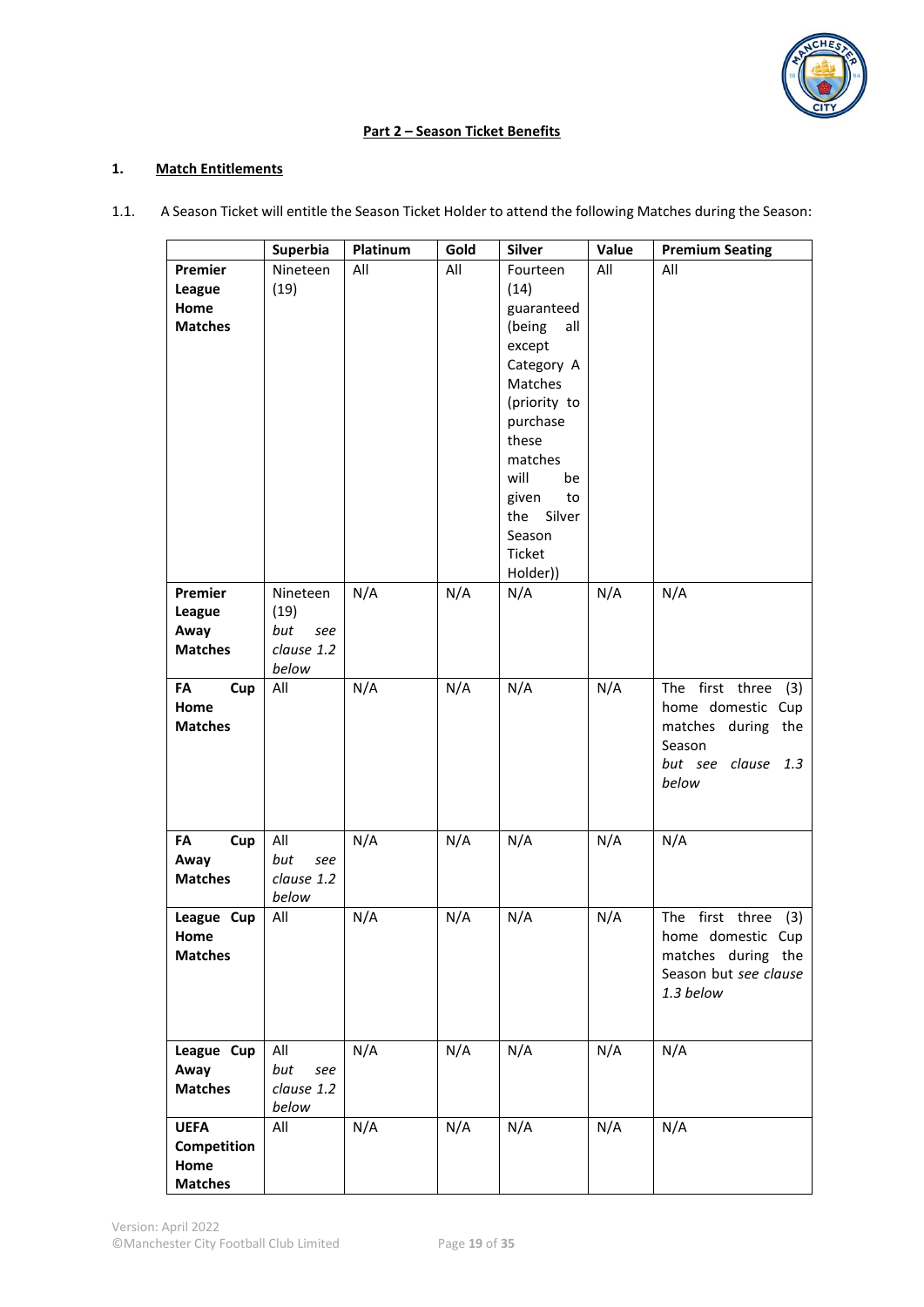## Part 2 – Season Ticket Benefits

### 1. Match Entitlements

1.1. A Season Ticket will entitle the Season Ticket Holder to attend the following Matches during the Season:

| | Superbia | Platinum | Gold | Silver | Value | Premium Seating |
|---|---|---|---|---|---|---|
| **Premier League Home Matches** | Nineteen (19) | All | All | Fourteen (14) guaranteed (being all except Category A Matches (priority to purchase these matches will be given to the Silver Season Ticket Holder)) | All | All |
| **Premier League Away Matches** | Nineteen (19) *but see clause 1.2 below* | N/A | N/A | N/A | N/A | N/A |
| **FA Cup Home Matches** | All | N/A | N/A | N/A | N/A | The first three (3) home domestic Cup matches during the Season *but see clause 1.3 below* |
| **FA Cup Away Matches** | All *but see clause 1.2 below* | N/A | N/A | N/A | N/A | N/A |
| **League Cup Home Matches** | All | N/A | N/A | N/A | N/A | The first three (3) home domestic Cup matches during the Season but *see clause 1.3 below* |
| **League Cup Away Matches** | All *but see clause 1.2 below* | N/A | N/A | N/A | N/A | N/A |
| **UEFA Competition Home Matches** | All | N/A | N/A | N/A | N/A | N/A |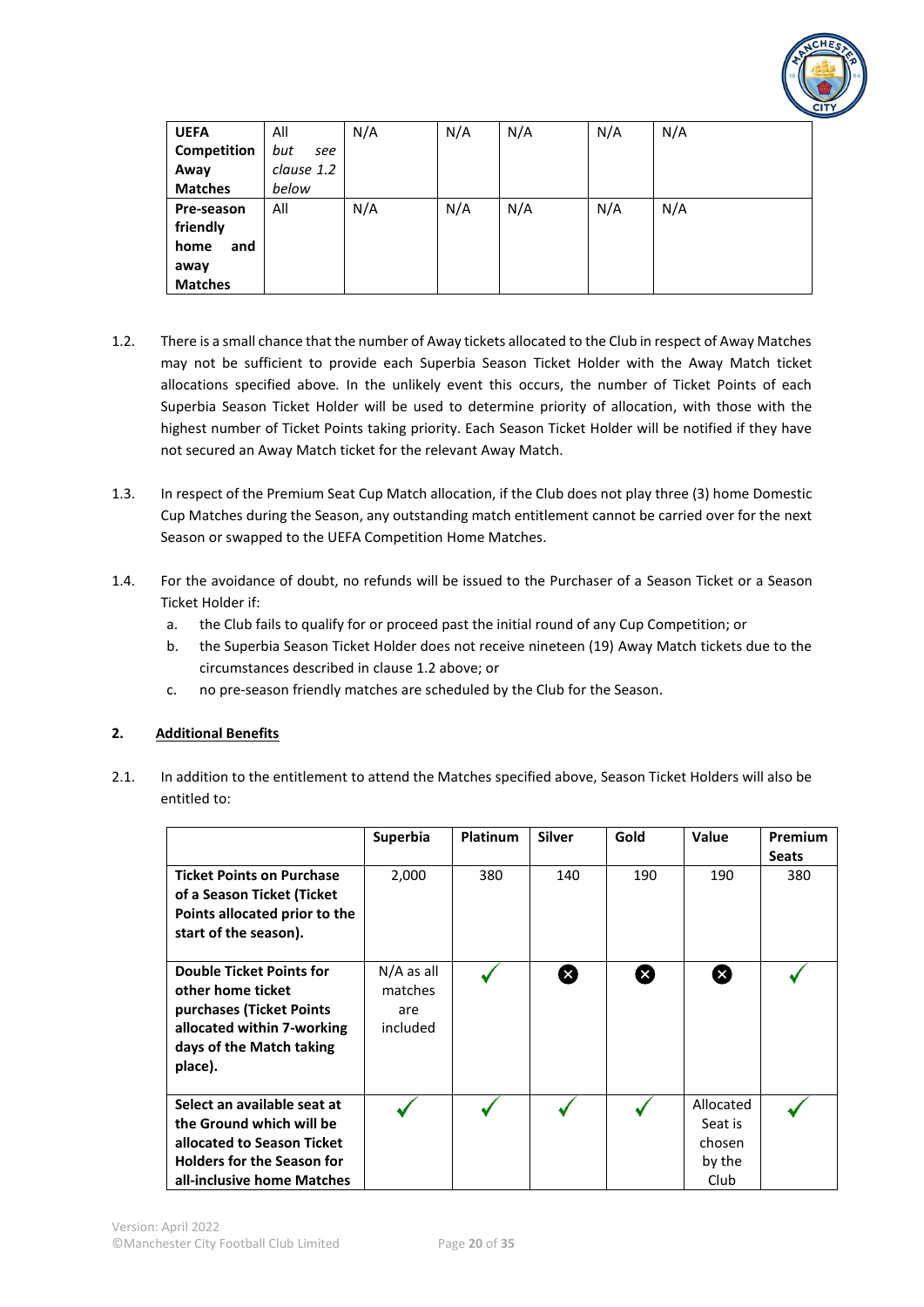| | | | | | | |
|---|---|---|---|---|---|---|
| **UEFA Competition Away Matches** | All *but see clause 1.2 below* | N/A | N/A | N/A | N/A | N/A |
| **Pre-season friendly home and away Matches** | All | N/A | N/A | N/A | N/A | N/A |

1.2. There is a small chance that the number of Away tickets allocated to the Club in respect of Away Matches may not be sufficient to provide each Superbia Season Ticket Holder with the Away Match ticket allocations specified above. In the unlikely event this occurs, the number of Ticket Points of each Superbia Season Ticket Holder will be used to determine priority of allocation, with those with the highest number of Ticket Points taking priority. Each Season Ticket Holder will be notified if they have not secured an Away Match ticket for the relevant Away Match.

1.3. In respect of the Premium Seat Cup Match allocation, if the Club does not play three (3) home Domestic Cup Matches during the Season, any outstanding match entitlement cannot be carried over for the next Season or swapped to the UEFA Competition Home Matches.

1.4. For the avoidance of doubt, no refunds will be issued to the Purchaser of a Season Ticket or a Season Ticket Holder if:

a. the Club fails to qualify for or proceed past the initial round of any Cup Competition; or

b. the Superbia Season Ticket Holder does not receive nineteen (19) Away Match tickets due to the circumstances described in clause 1.2 above; or

c. no pre-season friendly matches are scheduled by the Club for the Season.

## 2. Additional Benefits

2.1. In addition to the entitlement to attend the Matches specified above, Season Ticket Holders will also be entitled to:

| | Superbia | Platinum | Silver | Gold | Value | Premium Seats |
|---|---|---|---|---|---|---|
| **Ticket Points on Purchase of a Season Ticket (Ticket Points allocated prior to the start of the season).** | 2,000 | 380 | 140 | 190 | 190 | 380 |
| **Double Ticket Points for other home ticket purchases (Ticket Points allocated within 7-working days of the Match taking place).** | N/A as all matches are included | ✓ | ✗ | ✗ | ✗ | ✓ |
| **Select an available seat at the Ground which will be allocated to Season Ticket Holders for the Season for all-inclusive home Matches** | ✓ | ✓ | ✓ | ✓ | Allocated Seat is chosen by the Club | ✓ |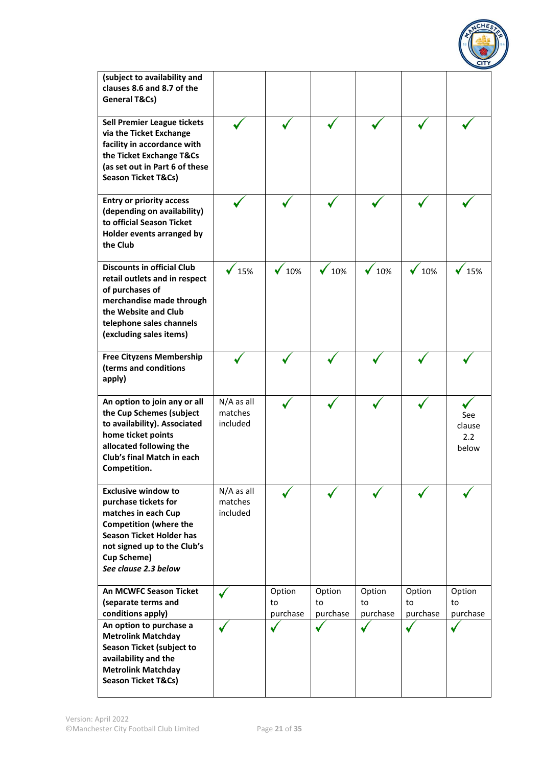| | | | | | | |
|---|---|---|---|---|---|---|
| **(subject to availability and clauses 8.6 and 8.7 of the General T&Cs)** | | | | | | |
| **Sell Premier League tickets via the Ticket Exchange facility in accordance with the Ticket Exchange T&Cs (as set out in Part 6 of these Season Ticket T&Cs)** | ✓ | ✓ | ✓ | ✓ | ✓ | ✓ |
| **Entry or priority access (depending on availability) to official Season Ticket Holder events arranged by the Club** | ✓ | ✓ | ✓ | ✓ | ✓ | ✓ |
| **Discounts in official Club retail outlets and in respect of purchases of merchandise made through the Website and Club telephone sales channels (excluding sales items)** | ✓ 15% | ✓ 10% | ✓ 10% | ✓ 10% | ✓ 10% | ✓ 15% |
| **Free Cityzens Membership (terms and conditions apply)** | ✓ | ✓ | ✓ | ✓ | ✓ | ✓ |
| **An option to join any or all the Cup Schemes (subject to availability). Associated home ticket points allocated following the Club's final Match in each Competition.** | N/A as all matches included | ✓ | ✓ | ✓ | ✓ | ✓ See clause 2.2 below |
| **Exclusive window to purchase tickets for matches in each Cup Competition (where the Season Ticket Holder has not signed up to the Club's Cup Scheme)** ***See clause 2.3 below*** | N/A as all matches included | ✓ | ✓ | ✓ | ✓ | ✓ |
| **An MCWFC Season Ticket (separate terms and conditions apply)** | ✓ | Option to purchase | Option to purchase | Option to purchase | Option to purchase | Option to purchase |
| **An option to purchase a Metrolink Matchday Season Ticket (subject to availability and the Metrolink Matchday Season Ticket T&Cs)** | ✓ | ✓ | ✓ | ✓ | ✓ | ✓ |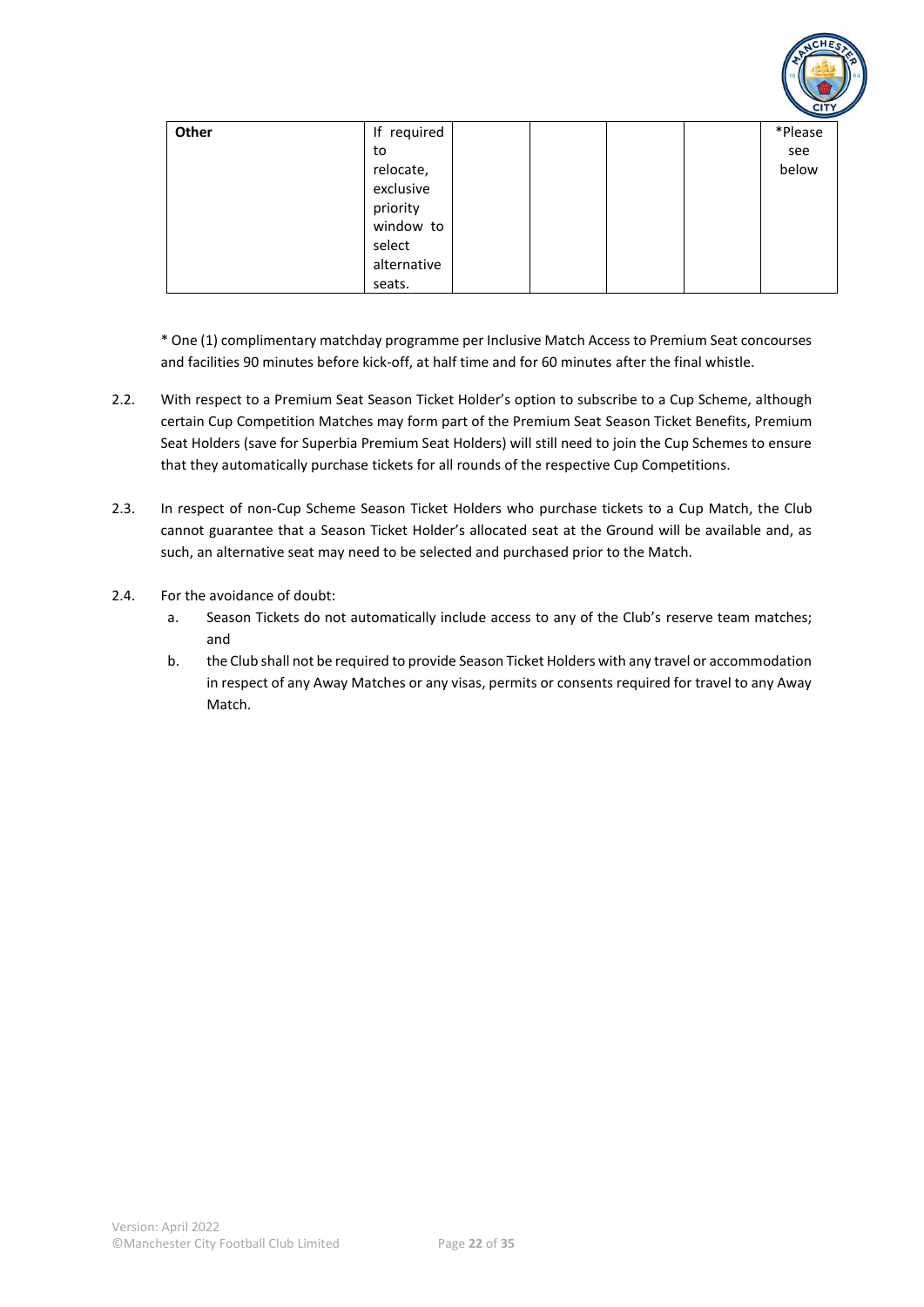| Other | If required to relocate, exclusive priority window to select alternative seats. | | | | | *Please see below |
|---|---|---|---|---|---|---|

\* One (1) complimentary matchday programme per Inclusive Match Access to Premium Seat concourses and facilities 90 minutes before kick-off, at half time and for 60 minutes after the final whistle.

2.2. With respect to a Premium Seat Season Ticket Holder's option to subscribe to a Cup Scheme, although certain Cup Competition Matches may form part of the Premium Seat Season Ticket Benefits, Premium Seat Holders (save for Superbia Premium Seat Holders) will still need to join the Cup Schemes to ensure that they automatically purchase tickets for all rounds of the respective Cup Competitions.

2.3. In respect of non-Cup Scheme Season Ticket Holders who purchase tickets to a Cup Match, the Club cannot guarantee that a Season Ticket Holder's allocated seat at the Ground will be available and, as such, an alternative seat may need to be selected and purchased prior to the Match.

2.4. For the avoidance of doubt:

a. Season Tickets do not automatically include access to any of the Club's reserve team matches; and

b. the Club shall not be required to provide Season Ticket Holders with any travel or accommodation in respect of any Away Matches or any visas, permits or consents required for travel to any Away Match.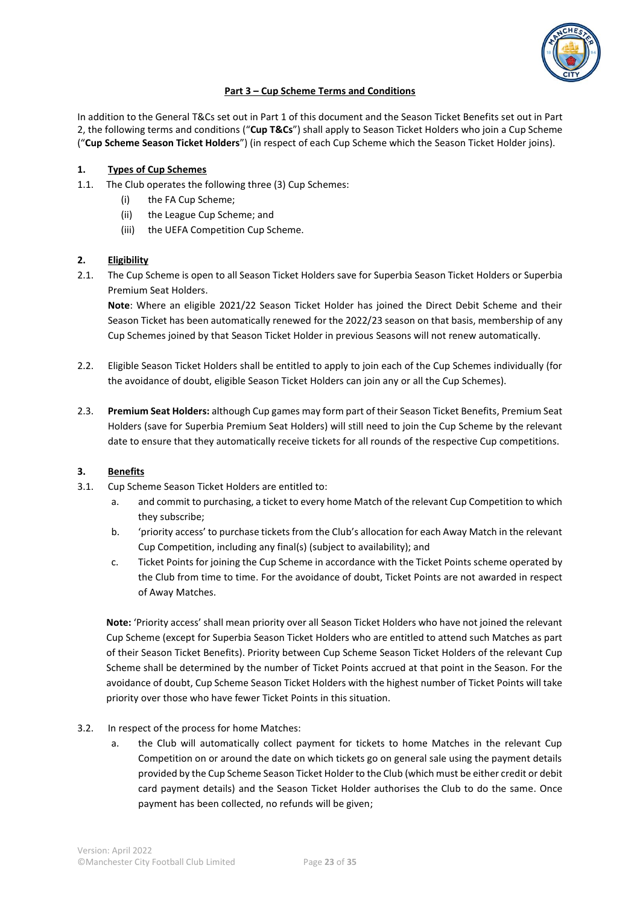## Part 3 – Cup Scheme Terms and Conditions

In addition to the General T&Cs set out in Part 1 of this document and the Season Ticket Benefits set out in Part 2, the following terms and conditions ("**Cup T&Cs**") shall apply to Season Ticket Holders who join a Cup Scheme ("**Cup Scheme Season Ticket Holders**") (in respect of each Cup Scheme which the Season Ticket Holder joins).

### 1. Types of Cup Schemes

1.1. The Club operates the following three (3) Cup Schemes:

- (i) the FA Cup Scheme;
- (ii) the League Cup Scheme; and
- (iii) the UEFA Competition Cup Scheme.

### 2. Eligibility

2.1. The Cup Scheme is open to all Season Ticket Holders save for Superbia Season Ticket Holders or Superbia Premium Seat Holders.

**Note**: Where an eligible 2021/22 Season Ticket Holder has joined the Direct Debit Scheme and their Season Ticket has been automatically renewed for the 2022/23 season on that basis, membership of any Cup Schemes joined by that Season Ticket Holder in previous Seasons will not renew automatically.

2.2. Eligible Season Ticket Holders shall be entitled to apply to join each of the Cup Schemes individually (for the avoidance of doubt, eligible Season Ticket Holders can join any or all the Cup Schemes).

2.3. **Premium Seat Holders:** although Cup games may form part of their Season Ticket Benefits, Premium Seat Holders (save for Superbia Premium Seat Holders) will still need to join the Cup Scheme by the relevant date to ensure that they automatically receive tickets for all rounds of the respective Cup competitions.

### 3. Benefits

3.1. Cup Scheme Season Ticket Holders are entitled to:

- a. and commit to purchasing, a ticket to every home Match of the relevant Cup Competition to which they subscribe;
- b. 'priority access' to purchase tickets from the Club's allocation for each Away Match in the relevant Cup Competition, including any final(s) (subject to availability); and
- c. Ticket Points for joining the Cup Scheme in accordance with the Ticket Points scheme operated by the Club from time to time. For the avoidance of doubt, Ticket Points are not awarded in respect of Away Matches.

**Note:** 'Priority access' shall mean priority over all Season Ticket Holders who have not joined the relevant Cup Scheme (except for Superbia Season Ticket Holders who are entitled to attend such Matches as part of their Season Ticket Benefits). Priority between Cup Scheme Season Ticket Holders of the relevant Cup Scheme shall be determined by the number of Ticket Points accrued at that point in the Season. For the avoidance of doubt, Cup Scheme Season Ticket Holders with the highest number of Ticket Points will take priority over those who have fewer Ticket Points in this situation.

3.2. In respect of the process for home Matches:

- a. the Club will automatically collect payment for tickets to home Matches in the relevant Cup Competition on or around the date on which tickets go on general sale using the payment details provided by the Cup Scheme Season Ticket Holder to the Club (which must be either credit or debit card payment details) and the Season Ticket Holder authorises the Club to do the same. Once payment has been collected, no refunds will be given;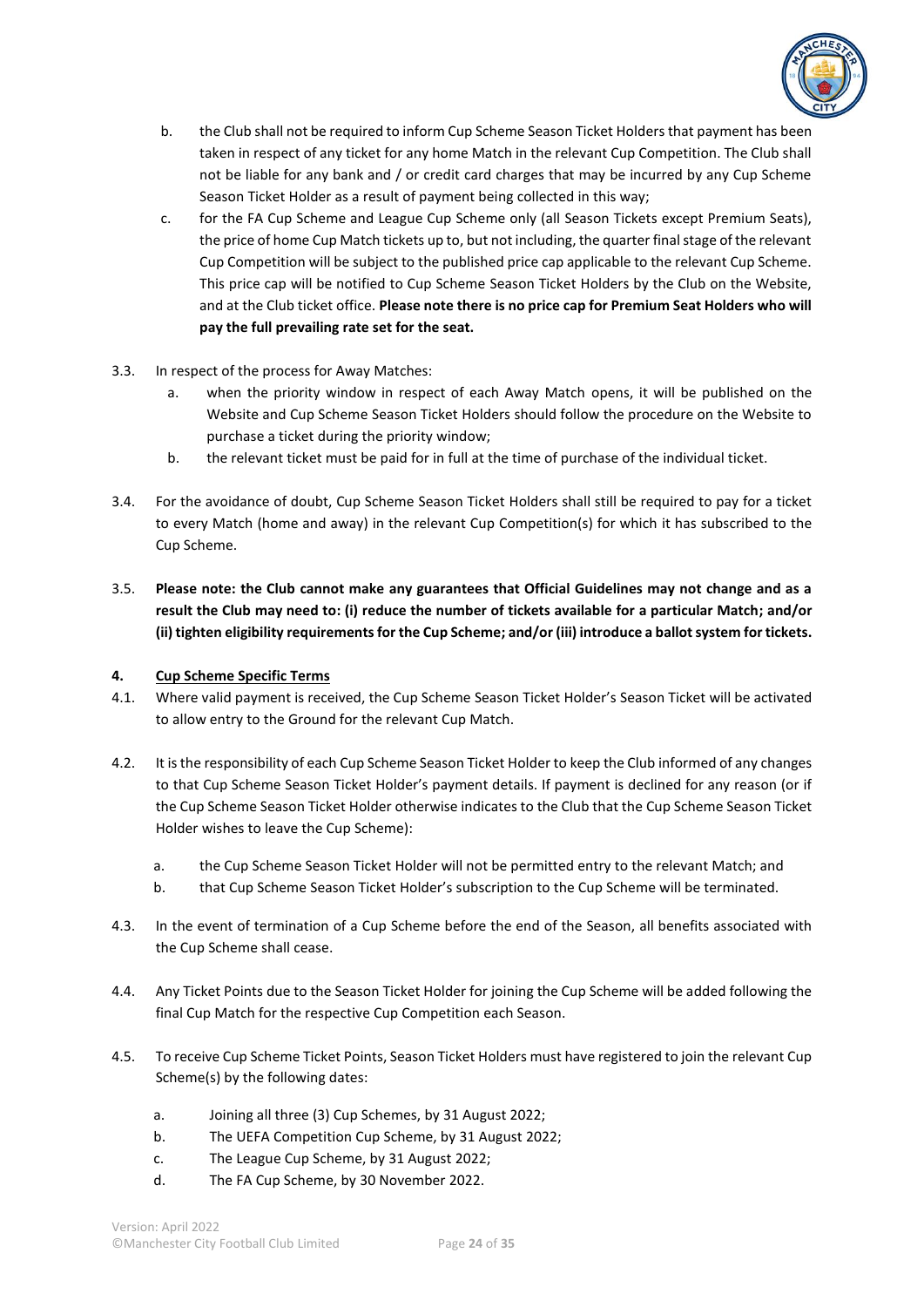b. the Club shall not be required to inform Cup Scheme Season Ticket Holders that payment has been taken in respect of any ticket for any home Match in the relevant Cup Competition. The Club shall not be liable for any bank and / or credit card charges that may be incurred by any Cup Scheme Season Ticket Holder as a result of payment being collected in this way;

c. for the FA Cup Scheme and League Cup Scheme only (all Season Tickets except Premium Seats), the price of home Cup Match tickets up to, but not including, the quarter final stage of the relevant Cup Competition will be subject to the published price cap applicable to the relevant Cup Scheme. This price cap will be notified to Cup Scheme Season Ticket Holders by the Club on the Website, and at the Club ticket office. **Please note there is no price cap for Premium Seat Holders who will pay the full prevailing rate set for the seat.**

3.3. In respect of the process for Away Matches:

a. when the priority window in respect of each Away Match opens, it will be published on the Website and Cup Scheme Season Ticket Holders should follow the procedure on the Website to purchase a ticket during the priority window;

b. the relevant ticket must be paid for in full at the time of purchase of the individual ticket.

3.4. For the avoidance of doubt, Cup Scheme Season Ticket Holders shall still be required to pay for a ticket to every Match (home and away) in the relevant Cup Competition(s) for which it has subscribed to the Cup Scheme.

3.5. **Please note: the Club cannot make any guarantees that Official Guidelines may not change and as a result the Club may need to: (i) reduce the number of tickets available for a particular Match; and/or (ii) tighten eligibility requirements for the Cup Scheme; and/or (iii) introduce a ballot system for tickets.**

## 4. Cup Scheme Specific Terms

4.1. Where valid payment is received, the Cup Scheme Season Ticket Holder's Season Ticket will be activated to allow entry to the Ground for the relevant Cup Match.

4.2. It is the responsibility of each Cup Scheme Season Ticket Holder to keep the Club informed of any changes to that Cup Scheme Season Ticket Holder's payment details. If payment is declined for any reason (or if the Cup Scheme Season Ticket Holder otherwise indicates to the Club that the Cup Scheme Season Ticket Holder wishes to leave the Cup Scheme):

a. the Cup Scheme Season Ticket Holder will not be permitted entry to the relevant Match; and

b. that Cup Scheme Season Ticket Holder's subscription to the Cup Scheme will be terminated.

4.3. In the event of termination of a Cup Scheme before the end of the Season, all benefits associated with the Cup Scheme shall cease.

4.4. Any Ticket Points due to the Season Ticket Holder for joining the Cup Scheme will be added following the final Cup Match for the respective Cup Competition each Season.

4.5. To receive Cup Scheme Ticket Points, Season Ticket Holders must have registered to join the relevant Cup Scheme(s) by the following dates:

a. Joining all three (3) Cup Schemes, by 31 August 2022;

b. The UEFA Competition Cup Scheme, by 31 August 2022;

c. The League Cup Scheme, by 31 August 2022;

d. The FA Cup Scheme, by 30 November 2022.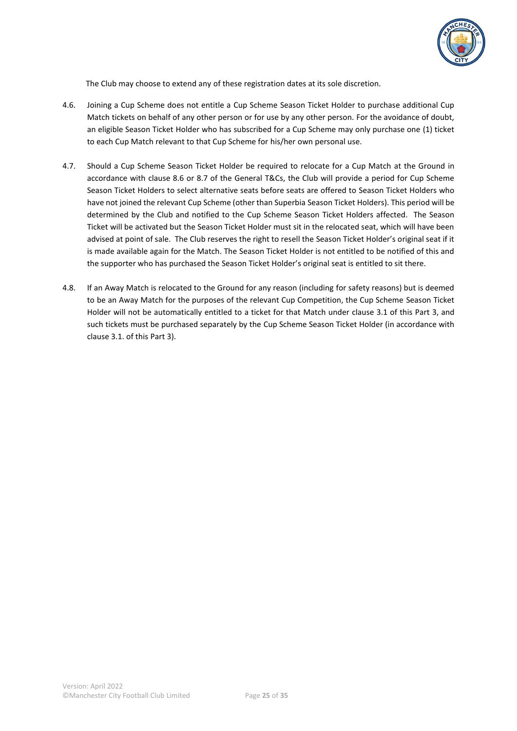The Club may choose to extend any of these registration dates at its sole discretion.

4.6. Joining a Cup Scheme does not entitle a Cup Scheme Season Ticket Holder to purchase additional Cup Match tickets on behalf of any other person or for use by any other person. For the avoidance of doubt, an eligible Season Ticket Holder who has subscribed for a Cup Scheme may only purchase one (1) ticket to each Cup Match relevant to that Cup Scheme for his/her own personal use.

4.7. Should a Cup Scheme Season Ticket Holder be required to relocate for a Cup Match at the Ground in accordance with clause 8.6 or 8.7 of the General T&Cs, the Club will provide a period for Cup Scheme Season Ticket Holders to select alternative seats before seats are offered to Season Ticket Holders who have not joined the relevant Cup Scheme (other than Superbia Season Ticket Holders). This period will be determined by the Club and notified to the Cup Scheme Season Ticket Holders affected. The Season Ticket will be activated but the Season Ticket Holder must sit in the relocated seat, which will have been advised at point of sale. The Club reserves the right to resell the Season Ticket Holder's original seat if it is made available again for the Match. The Season Ticket Holder is not entitled to be notified of this and the supporter who has purchased the Season Ticket Holder's original seat is entitled to sit there.

4.8. If an Away Match is relocated to the Ground for any reason (including for safety reasons) but is deemed to be an Away Match for the purposes of the relevant Cup Competition, the Cup Scheme Season Ticket Holder will not be automatically entitled to a ticket for that Match under clause 3.1 of this Part 3, and such tickets must be purchased separately by the Cup Scheme Season Ticket Holder (in accordance with clause 3.1. of this Part 3).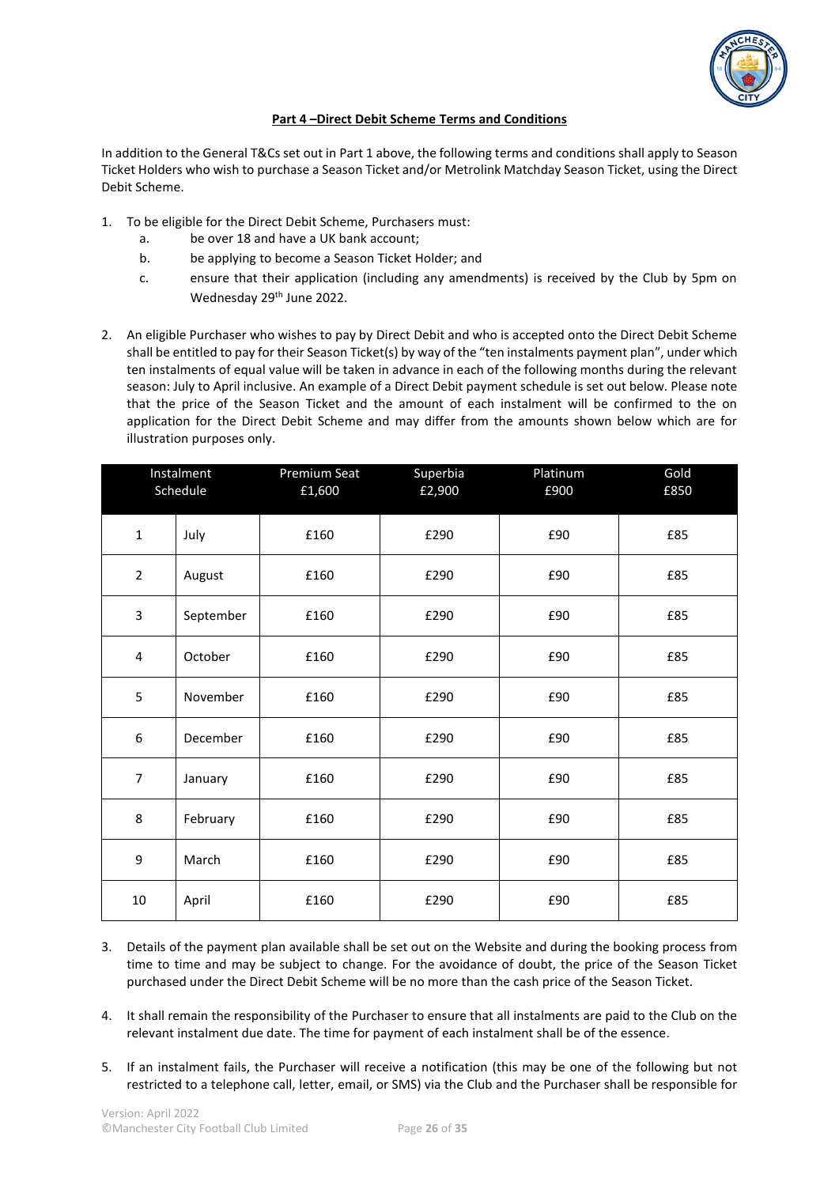## Part 4 –Direct Debit Scheme Terms and Conditions

In addition to the General T&Cs set out in Part 1 above, the following terms and conditions shall apply to Season Ticket Holders who wish to purchase a Season Ticket and/or Metrolink Matchday Season Ticket, using the Direct Debit Scheme.

1. To be eligible for the Direct Debit Scheme, Purchasers must:
   a. be over 18 and have a UK bank account;
   b. be applying to become a Season Ticket Holder; and
   c. ensure that their application (including any amendments) is received by the Club by 5pm on Wednesday 29th June 2022.

2. An eligible Purchaser who wishes to pay by Direct Debit and who is accepted onto the Direct Debit Scheme shall be entitled to pay for their Season Ticket(s) by way of the "ten instalments payment plan", under which ten instalments of equal value will be taken in advance in each of the following months during the relevant season: July to April inclusive. An example of a Direct Debit payment schedule is set out below. Please note that the price of the Season Ticket and the amount of each instalment will be confirmed to the on application for the Direct Debit Scheme and may differ from the amounts shown below which are for illustration purposes only.

| Instalment Schedule | | Premium Seat £1,600 | Superbia £2,900 | Platinum £900 | Gold £850 |
|---|---|---|---|---|---|
| 1 | July | £160 | £290 | £90 | £85 |
| 2 | August | £160 | £290 | £90 | £85 |
| 3 | September | £160 | £290 | £90 | £85 |
| 4 | October | £160 | £290 | £90 | £85 |
| 5 | November | £160 | £290 | £90 | £85 |
| 6 | December | £160 | £290 | £90 | £85 |
| 7 | January | £160 | £290 | £90 | £85 |
| 8 | February | £160 | £290 | £90 | £85 |
| 9 | March | £160 | £290 | £90 | £85 |
| 10 | April | £160 | £290 | £90 | £85 |

3. Details of the payment plan available shall be set out on the Website and during the booking process from time to time and may be subject to change. For the avoidance of doubt, the price of the Season Ticket purchased under the Direct Debit Scheme will be no more than the cash price of the Season Ticket.

4. It shall remain the responsibility of the Purchaser to ensure that all instalments are paid to the Club on the relevant instalment due date. The time for payment of each instalment shall be of the essence.

5. If an instalment fails, the Purchaser will receive a notification (this may be one of the following but not restricted to a telephone call, letter, email, or SMS) via the Club and the Purchaser shall be responsible for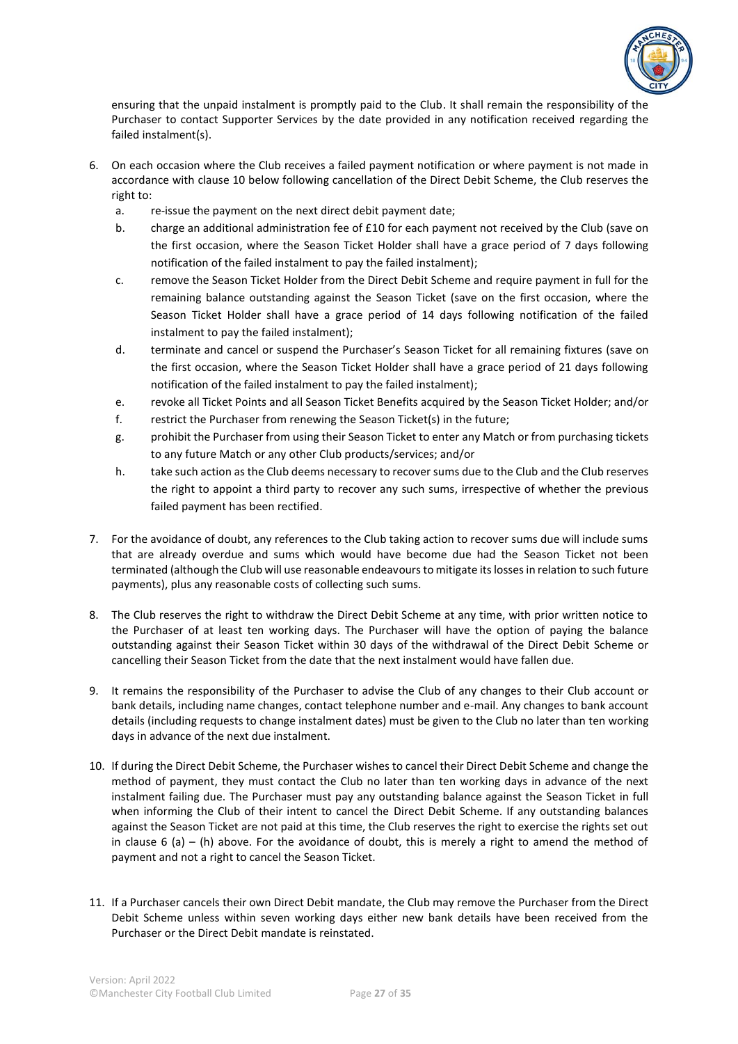ensuring that the unpaid instalment is promptly paid to the Club. It shall remain the responsibility of the Purchaser to contact Supporter Services by the date provided in any notification received regarding the failed instalment(s).

6. On each occasion where the Club receives a failed payment notification or where payment is not made in accordance with clause 10 below following cancellation of the Direct Debit Scheme, the Club reserves the right to:
   a. re-issue the payment on the next direct debit payment date;
   b. charge an additional administration fee of £10 for each payment not received by the Club (save on the first occasion, where the Season Ticket Holder shall have a grace period of 7 days following notification of the failed instalment to pay the failed instalment);
   c. remove the Season Ticket Holder from the Direct Debit Scheme and require payment in full for the remaining balance outstanding against the Season Ticket (save on the first occasion, where the Season Ticket Holder shall have a grace period of 14 days following notification of the failed instalment to pay the failed instalment);
   d. terminate and cancel or suspend the Purchaser's Season Ticket for all remaining fixtures (save on the first occasion, where the Season Ticket Holder shall have a grace period of 21 days following notification of the failed instalment to pay the failed instalment);
   e. revoke all Ticket Points and all Season Ticket Benefits acquired by the Season Ticket Holder; and/or
   f. restrict the Purchaser from renewing the Season Ticket(s) in the future;
   g. prohibit the Purchaser from using their Season Ticket to enter any Match or from purchasing tickets to any future Match or any other Club products/services; and/or
   h. take such action as the Club deems necessary to recover sums due to the Club and the Club reserves the right to appoint a third party to recover any such sums, irrespective of whether the previous failed payment has been rectified.

7. For the avoidance of doubt, any references to the Club taking action to recover sums due will include sums that are already overdue and sums which would have become due had the Season Ticket not been terminated (although the Club will use reasonable endeavours to mitigate its losses in relation to such future payments), plus any reasonable costs of collecting such sums.

8. The Club reserves the right to withdraw the Direct Debit Scheme at any time, with prior written notice to the Purchaser of at least ten working days. The Purchaser will have the option of paying the balance outstanding against their Season Ticket within 30 days of the withdrawal of the Direct Debit Scheme or cancelling their Season Ticket from the date that the next instalment would have fallen due.

9. It remains the responsibility of the Purchaser to advise the Club of any changes to their Club account or bank details, including name changes, contact telephone number and e-mail. Any changes to bank account details (including requests to change instalment dates) must be given to the Club no later than ten working days in advance of the next due instalment.

10. If during the Direct Debit Scheme, the Purchaser wishes to cancel their Direct Debit Scheme and change the method of payment, they must contact the Club no later than ten working days in advance of the next instalment failing due. The Purchaser must pay any outstanding balance against the Season Ticket in full when informing the Club of their intent to cancel the Direct Debit Scheme. If any outstanding balances against the Season Ticket are not paid at this time, the Club reserves the right to exercise the rights set out in clause 6 (a) – (h) above. For the avoidance of doubt, this is merely a right to amend the method of payment and not a right to cancel the Season Ticket.

11. If a Purchaser cancels their own Direct Debit mandate, the Club may remove the Purchaser from the Direct Debit Scheme unless within seven working days either new bank details have been received from the Purchaser or the Direct Debit mandate is reinstated.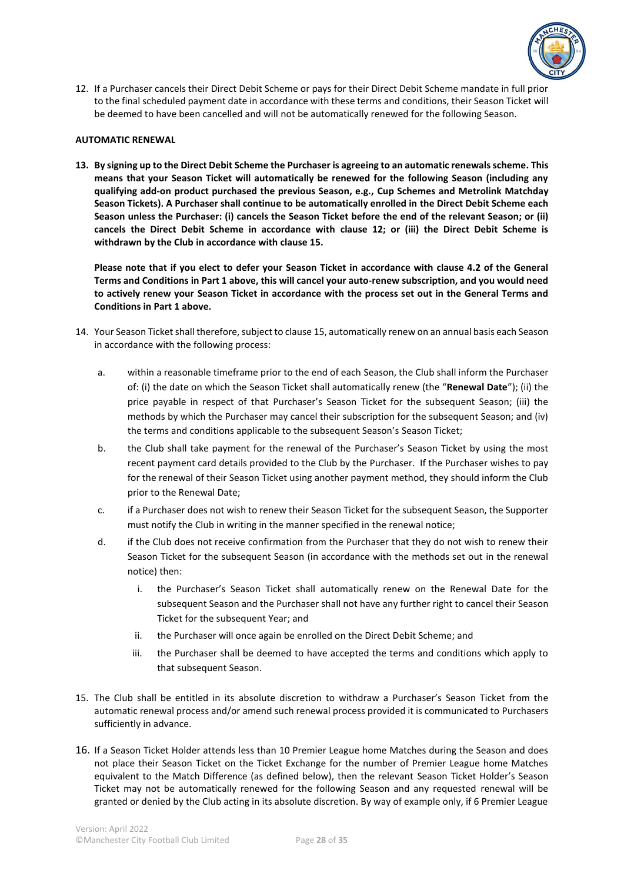12. If a Purchaser cancels their Direct Debit Scheme or pays for their Direct Debit Scheme mandate in full prior to the final scheduled payment date in accordance with these terms and conditions, their Season Ticket will be deemed to have been cancelled and will not be automatically renewed for the following Season.

**AUTOMATIC RENEWAL**

13. **By signing up to the Direct Debit Scheme the Purchaser is agreeing to an automatic renewals scheme. This means that your Season Ticket will automatically be renewed for the following Season (including any qualifying add-on product purchased the previous Season, e.g., Cup Schemes and Metrolink Matchday Season Tickets). A Purchaser shall continue to be automatically enrolled in the Direct Debit Scheme each Season unless the Purchaser: (i) cancels the Season Ticket before the end of the relevant Season; or (ii) cancels the Direct Debit Scheme in accordance with clause 12; or (iii) the Direct Debit Scheme is withdrawn by the Club in accordance with clause 15.**

    **Please note that if you elect to defer your Season Ticket in accordance with clause 4.2 of the General Terms and Conditions in Part 1 above, this will cancel your auto-renew subscription, and you would need to actively renew your Season Ticket in accordance with the process set out in the General Terms and Conditions in Part 1 above.**

14. Your Season Ticket shall therefore, subject to clause 15, automatically renew on an annual basis each Season in accordance with the following process:

    a. within a reasonable timeframe prior to the end of each Season, the Club shall inform the Purchaser of: (i) the date on which the Season Ticket shall automatically renew (the "**Renewal Date**"); (ii) the price payable in respect of that Purchaser's Season Ticket for the subsequent Season; (iii) the methods by which the Purchaser may cancel their subscription for the subsequent Season; and (iv) the terms and conditions applicable to the subsequent Season's Season Ticket;

    b. the Club shall take payment for the renewal of the Purchaser's Season Ticket by using the most recent payment card details provided to the Club by the Purchaser. If the Purchaser wishes to pay for the renewal of their Season Ticket using another payment method, they should inform the Club prior to the Renewal Date;

    c. if a Purchaser does not wish to renew their Season Ticket for the subsequent Season, the Supporter must notify the Club in writing in the manner specified in the renewal notice;

    d. if the Club does not receive confirmation from the Purchaser that they do not wish to renew their Season Ticket for the subsequent Season (in accordance with the methods set out in the renewal notice) then:

        i. the Purchaser's Season Ticket shall automatically renew on the Renewal Date for the subsequent Season and the Purchaser shall not have any further right to cancel their Season Ticket for the subsequent Year; and

        ii. the Purchaser will once again be enrolled on the Direct Debit Scheme; and

        iii. the Purchaser shall be deemed to have accepted the terms and conditions which apply to that subsequent Season.

15. The Club shall be entitled in its absolute discretion to withdraw a Purchaser's Season Ticket from the automatic renewal process and/or amend such renewal process provided it is communicated to Purchasers sufficiently in advance.

16. If a Season Ticket Holder attends less than 10 Premier League home Matches during the Season and does not place their Season Ticket on the Ticket Exchange for the number of Premier League home Matches equivalent to the Match Difference (as defined below), then the relevant Season Ticket Holder's Season Ticket may not be automatically renewed for the following Season and any requested renewal will be granted or denied by the Club acting in its absolute discretion. By way of example only, if 6 Premier League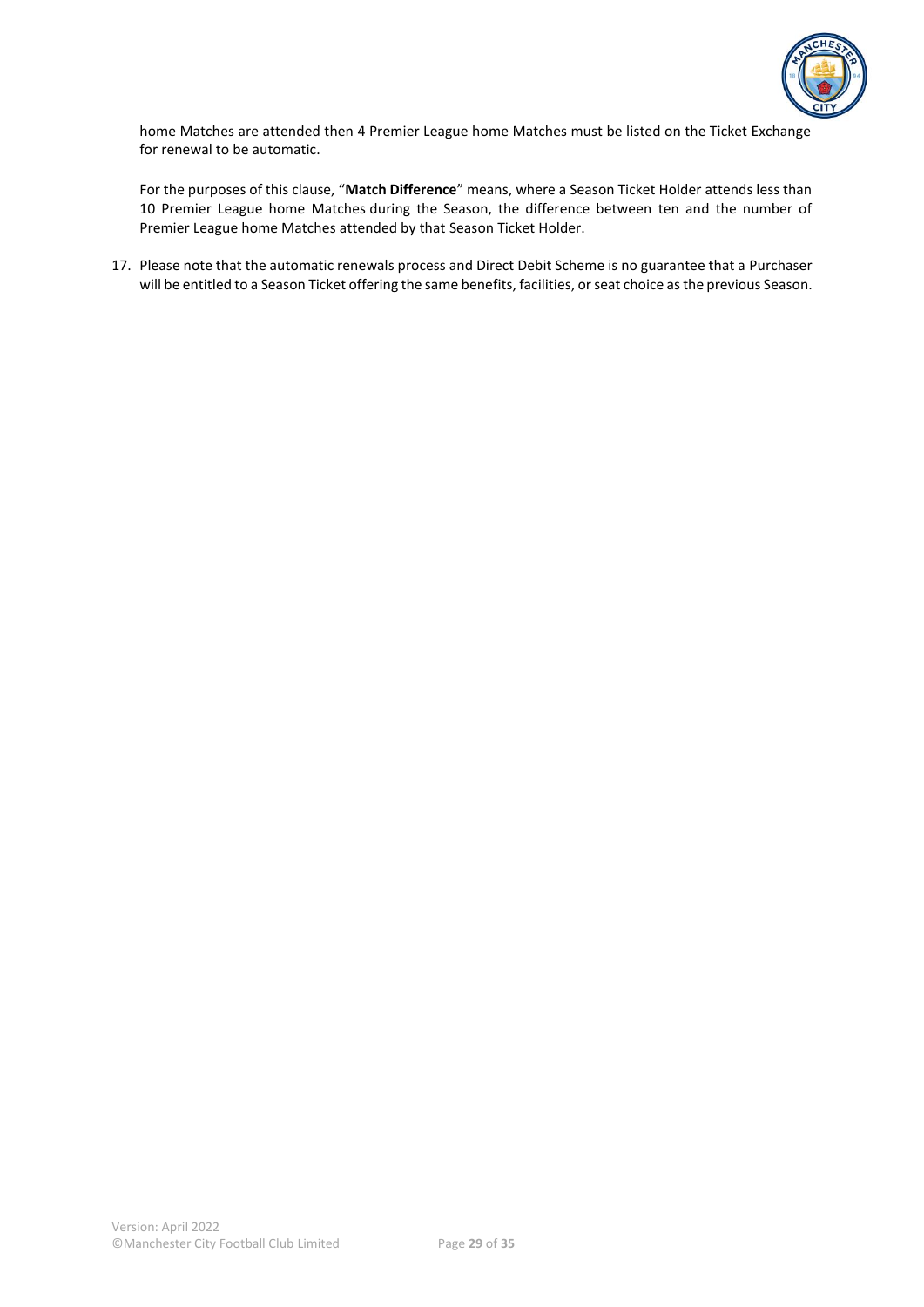home Matches are attended then 4 Premier League home Matches must be listed on the Ticket Exchange for renewal to be automatic.

For the purposes of this clause, "**Match Difference**" means, where a Season Ticket Holder attends less than 10 Premier League home Matches during the Season, the difference between ten and the number of Premier League home Matches attended by that Season Ticket Holder.

17. Please note that the automatic renewals process and Direct Debit Scheme is no guarantee that a Purchaser will be entitled to a Season Ticket offering the same benefits, facilities, or seat choice as the previous Season.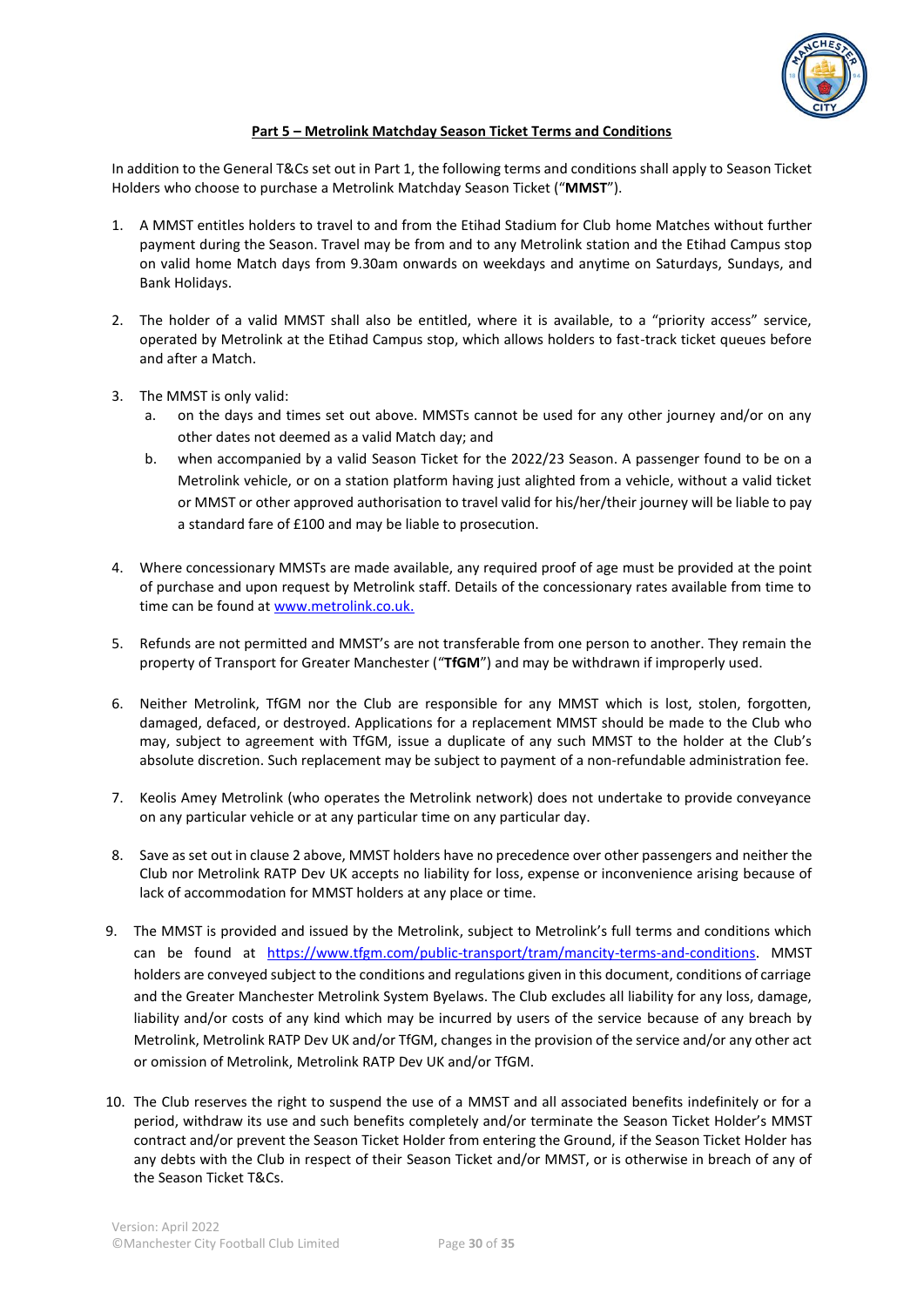## Part 5 – Metrolink Matchday Season Ticket Terms and Conditions

In addition to the General T&Cs set out in Part 1, the following terms and conditions shall apply to Season Ticket Holders who choose to purchase a Metrolink Matchday Season Ticket ("**MMST**").

1. A MMST entitles holders to travel to and from the Etihad Stadium for Club home Matches without further payment during the Season. Travel may be from and to any Metrolink station and the Etihad Campus stop on valid home Match days from 9.30am onwards on weekdays and anytime on Saturdays, Sundays, and Bank Holidays.

2. The holder of a valid MMST shall also be entitled, where it is available, to a "priority access" service, operated by Metrolink at the Etihad Campus stop, which allows holders to fast-track ticket queues before and after a Match.

3. The MMST is only valid:
   a. on the days and times set out above. MMSTs cannot be used for any other journey and/or on any other dates not deemed as a valid Match day; and
   b. when accompanied by a valid Season Ticket for the 2022/23 Season. A passenger found to be on a Metrolink vehicle, or on a station platform having just alighted from a vehicle, without a valid ticket or MMST or other approved authorisation to travel valid for his/her/their journey will be liable to pay a standard fare of £100 and may be liable to prosecution.

4. Where concessionary MMSTs are made available, any required proof of age must be provided at the point of purchase and upon request by Metrolink staff. Details of the concessionary rates available from time to time can be found at www.metrolink.co.uk.

5. Refunds are not permitted and MMST's are not transferable from one person to another. They remain the property of Transport for Greater Manchester ("**TfGM**") and may be withdrawn if improperly used.

6. Neither Metrolink, TfGM nor the Club are responsible for any MMST which is lost, stolen, forgotten, damaged, defaced, or destroyed. Applications for a replacement MMST should be made to the Club who may, subject to agreement with TfGM, issue a duplicate of any such MMST to the holder at the Club's absolute discretion. Such replacement may be subject to payment of a non-refundable administration fee.

7. Keolis Amey Metrolink (who operates the Metrolink network) does not undertake to provide conveyance on any particular vehicle or at any particular time on any particular day.

8. Save as set out in clause 2 above, MMST holders have no precedence over other passengers and neither the Club nor Metrolink RATP Dev UK accepts no liability for loss, expense or inconvenience arising because of lack of accommodation for MMST holders at any place or time.

9. The MMST is provided and issued by the Metrolink, subject to Metrolink's full terms and conditions which can be found at https://www.tfgm.com/public-transport/tram/mancity-terms-and-conditions. MMST holders are conveyed subject to the conditions and regulations given in this document, conditions of carriage and the Greater Manchester Metrolink System Byelaws. The Club excludes all liability for any loss, damage, liability and/or costs of any kind which may be incurred by users of the service because of any breach by Metrolink, Metrolink RATP Dev UK and/or TfGM, changes in the provision of the service and/or any other act or omission of Metrolink, Metrolink RATP Dev UK and/or TfGM.

10. The Club reserves the right to suspend the use of a MMST and all associated benefits indefinitely or for a period, withdraw its use and such benefits completely and/or terminate the Season Ticket Holder's MMST contract and/or prevent the Season Ticket Holder from entering the Ground, if the Season Ticket Holder has any debts with the Club in respect of their Season Ticket and/or MMST, or is otherwise in breach of any of the Season Ticket T&Cs.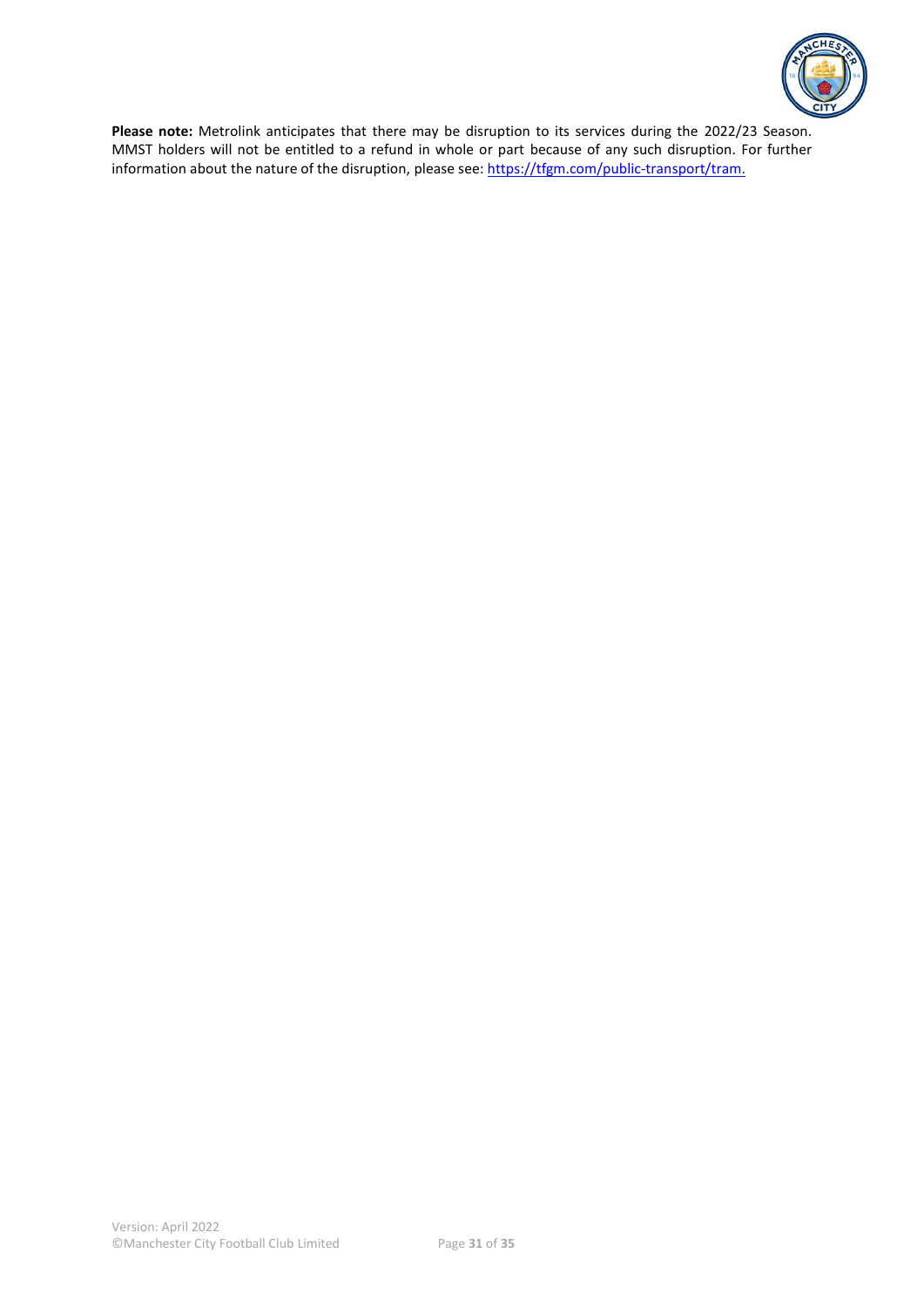**Please note:** Metrolink anticipates that there may be disruption to its services during the 2022/23 Season. MMST holders will not be entitled to a refund in whole or part because of any such disruption. For further information about the nature of the disruption, please see: [https://tfgm.com/public-transport/tram.](https://tfgm.com/public-transport/tram)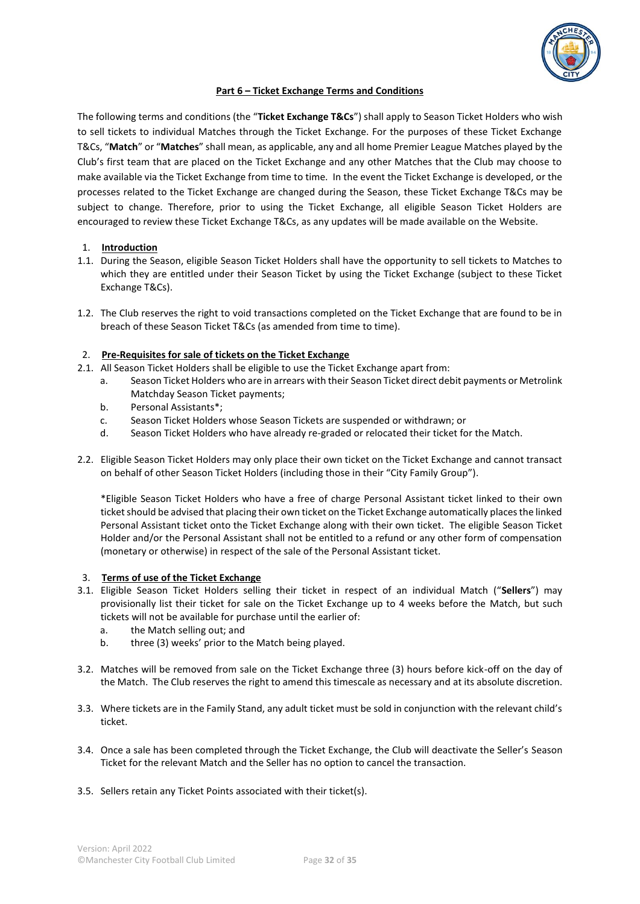## Part 6 – Ticket Exchange Terms and Conditions

The following terms and conditions (the "**Ticket Exchange T&Cs**") shall apply to Season Ticket Holders who wish to sell tickets to individual Matches through the Ticket Exchange. For the purposes of these Ticket Exchange T&Cs, "**Match**" or "**Matches**" shall mean, as applicable, any and all home Premier League Matches played by the Club's first team that are placed on the Ticket Exchange and any other Matches that the Club may choose to make available via the Ticket Exchange from time to time. In the event the Ticket Exchange is developed, or the processes related to the Ticket Exchange are changed during the Season, these Ticket Exchange T&Cs may be subject to change. Therefore, prior to using the Ticket Exchange, all eligible Season Ticket Holders are encouraged to review these Ticket Exchange T&Cs, as any updates will be made available on the Website.

### 1. Introduction

1.1. During the Season, eligible Season Ticket Holders shall have the opportunity to sell tickets to Matches to which they are entitled under their Season Ticket by using the Ticket Exchange (subject to these Ticket Exchange T&Cs).

1.2. The Club reserves the right to void transactions completed on the Ticket Exchange that are found to be in breach of these Season Ticket T&Cs (as amended from time to time).

### 2. Pre-Requisites for sale of tickets on the Ticket Exchange

2.1. All Season Ticket Holders shall be eligible to use the Ticket Exchange apart from:

a. Season Ticket Holders who are in arrears with their Season Ticket direct debit payments or Metrolink Matchday Season Ticket payments;

b. Personal Assistants*;

c. Season Ticket Holders whose Season Tickets are suspended or withdrawn; or

d. Season Ticket Holders who have already re-graded or relocated their ticket for the Match.

2.2. Eligible Season Ticket Holders may only place their own ticket on the Ticket Exchange and cannot transact on behalf of other Season Ticket Holders (including those in their "City Family Group").

*Eligible Season Ticket Holders who have a free of charge Personal Assistant ticket linked to their own ticket should be advised that placing their own ticket on the Ticket Exchange automatically places the linked Personal Assistant ticket onto the Ticket Exchange along with their own ticket. The eligible Season Ticket Holder and/or the Personal Assistant shall not be entitled to a refund or any other form of compensation (monetary or otherwise) in respect of the sale of the Personal Assistant ticket.

### 3. Terms of use of the Ticket Exchange

3.1. Eligible Season Ticket Holders selling their ticket in respect of an individual Match ("**Sellers**") may provisionally list their ticket for sale on the Ticket Exchange up to 4 weeks before the Match, but such tickets will not be available for purchase until the earlier of:

a. the Match selling out; and

b. three (3) weeks' prior to the Match being played.

3.2. Matches will be removed from sale on the Ticket Exchange three (3) hours before kick-off on the day of the Match. The Club reserves the right to amend this timescale as necessary and at its absolute discretion.

3.3. Where tickets are in the Family Stand, any adult ticket must be sold in conjunction with the relevant child's ticket.

3.4. Once a sale has been completed through the Ticket Exchange, the Club will deactivate the Seller's Season Ticket for the relevant Match and the Seller has no option to cancel the transaction.

3.5. Sellers retain any Ticket Points associated with their ticket(s).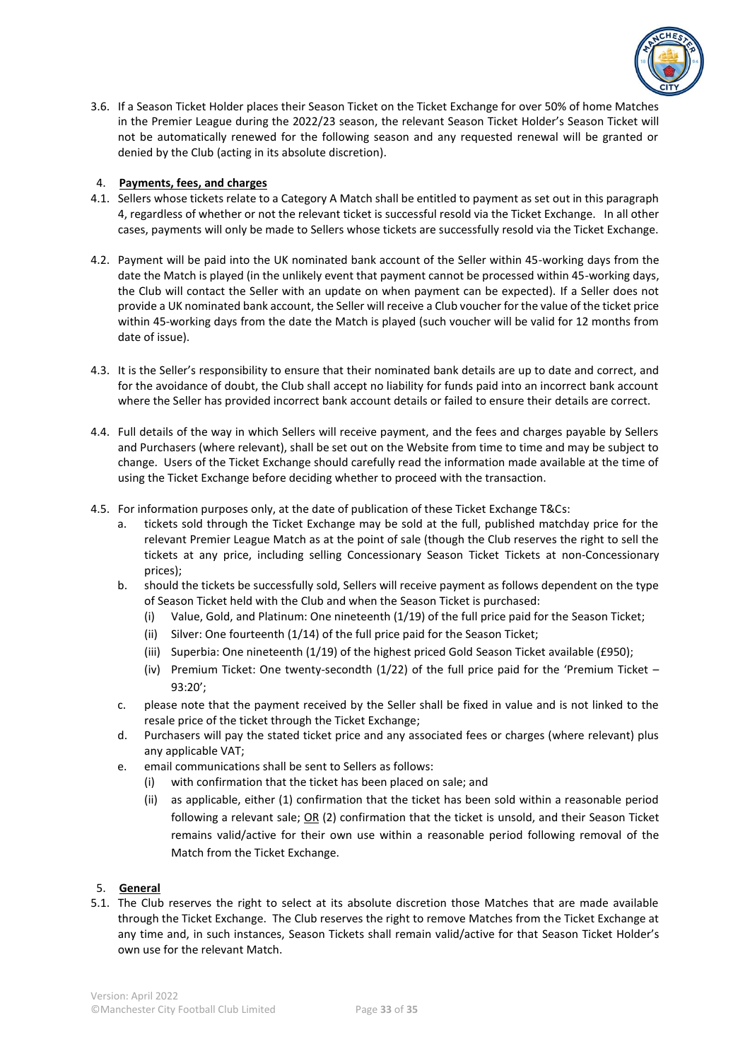3.6. If a Season Ticket Holder places their Season Ticket on the Ticket Exchange for over 50% of home Matches in the Premier League during the 2022/23 season, the relevant Season Ticket Holder's Season Ticket will not be automatically renewed for the following season and any requested renewal will be granted or denied by the Club (acting in its absolute discretion).

## 4. **Payments, fees, and charges**

4.1. Sellers whose tickets relate to a Category A Match shall be entitled to payment as set out in this paragraph 4, regardless of whether or not the relevant ticket is successful resold via the Ticket Exchange. In all other cases, payments will only be made to Sellers whose tickets are successfully resold via the Ticket Exchange.

4.2. Payment will be paid into the UK nominated bank account of the Seller within 45-working days from the date the Match is played (in the unlikely event that payment cannot be processed within 45-working days, the Club will contact the Seller with an update on when payment can be expected). If a Seller does not provide a UK nominated bank account, the Seller will receive a Club voucher for the value of the ticket price within 45-working days from the date the Match is played (such voucher will be valid for 12 months from date of issue).

4.3. It is the Seller's responsibility to ensure that their nominated bank details are up to date and correct, and for the avoidance of doubt, the Club shall accept no liability for funds paid into an incorrect bank account where the Seller has provided incorrect bank account details or failed to ensure their details are correct.

4.4. Full details of the way in which Sellers will receive payment, and the fees and charges payable by Sellers and Purchasers (where relevant), shall be set out on the Website from time to time and may be subject to change. Users of the Ticket Exchange should carefully read the information made available at the time of using the Ticket Exchange before deciding whether to proceed with the transaction.

4.5. For information purposes only, at the date of publication of these Ticket Exchange T&Cs:

a. tickets sold through the Ticket Exchange may be sold at the full, published matchday price for the relevant Premier League Match as at the point of sale (though the Club reserves the right to sell the tickets at any price, including selling Concessionary Season Ticket Tickets at non-Concessionary prices);

b. should the tickets be successfully sold, Sellers will receive payment as follows dependent on the type of Season Ticket held with the Club and when the Season Ticket is purchased:

   (i) Value, Gold, and Platinum: One nineteenth (1/19) of the full price paid for the Season Ticket;

   (ii) Silver: One fourteenth (1/14) of the full price paid for the Season Ticket;

   (iii) Superbia: One nineteenth (1/19) of the highest priced Gold Season Ticket available (£950);

   (iv) Premium Ticket: One twenty-secondth (1/22) of the full price paid for the 'Premium Ticket – 93:20';

c. please note that the payment received by the Seller shall be fixed in value and is not linked to the resale price of the ticket through the Ticket Exchange;

d. Purchasers will pay the stated ticket price and any associated fees or charges (where relevant) plus any applicable VAT;

e. email communications shall be sent to Sellers as follows:

   (i) with confirmation that the ticket has been placed on sale; and

   (ii) as applicable, either (1) confirmation that the ticket has been sold within a reasonable period following a relevant sale; <u>OR</u> (2) confirmation that the ticket is unsold, and their Season Ticket remains valid/active for their own use within a reasonable period following removal of the Match from the Ticket Exchange.

## 5. **General**

5.1. The Club reserves the right to select at its absolute discretion those Matches that are made available through the Ticket Exchange. The Club reserves the right to remove Matches from the Ticket Exchange at any time and, in such instances, Season Tickets shall remain valid/active for that Season Ticket Holder's own use for the relevant Match.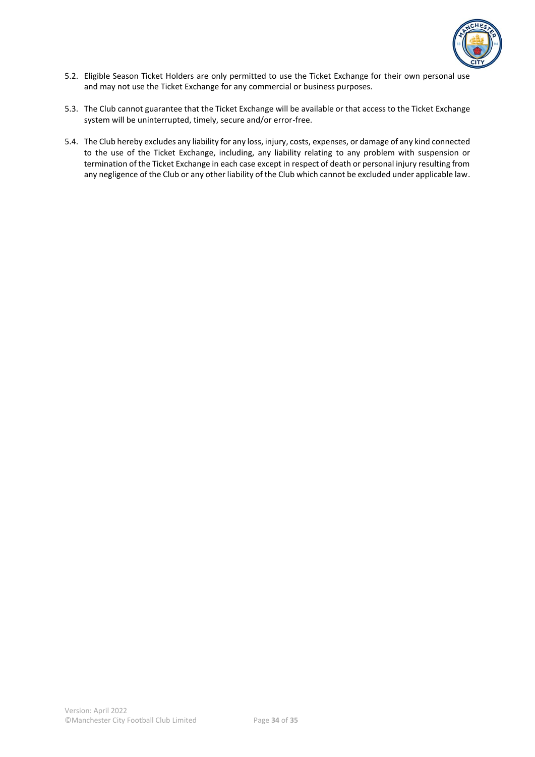5.2. Eligible Season Ticket Holders are only permitted to use the Ticket Exchange for their own personal use and may not use the Ticket Exchange for any commercial or business purposes.

5.3. The Club cannot guarantee that the Ticket Exchange will be available or that access to the Ticket Exchange system will be uninterrupted, timely, secure and/or error-free.

5.4. The Club hereby excludes any liability for any loss, injury, costs, expenses, or damage of any kind connected to the use of the Ticket Exchange, including, any liability relating to any problem with suspension or termination of the Ticket Exchange in each case except in respect of death or personal injury resulting from any negligence of the Club or any other liability of the Club which cannot be excluded under applicable law.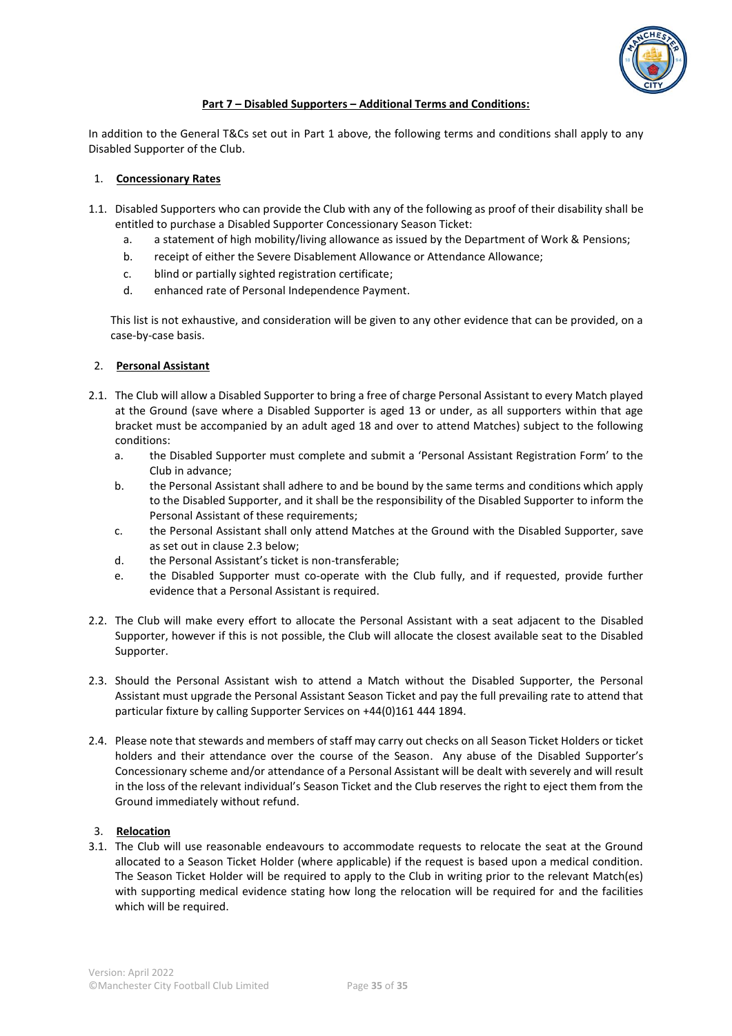## Part 7 – Disabled Supporters – Additional Terms and Conditions:

In addition to the General T&Cs set out in Part 1 above, the following terms and conditions shall apply to any Disabled Supporter of the Club.

### 1. Concessionary Rates

1.1. Disabled Supporters who can provide the Club with any of the following as proof of their disability shall be entitled to purchase a Disabled Supporter Concessionary Season Ticket:

   a. a statement of high mobility/living allowance as issued by the Department of Work & Pensions;

   b. receipt of either the Severe Disablement Allowance or Attendance Allowance;

   c. blind or partially sighted registration certificate;

   d. enhanced rate of Personal Independence Payment.

This list is not exhaustive, and consideration will be given to any other evidence that can be provided, on a case-by-case basis.

### 2. Personal Assistant

2.1. The Club will allow a Disabled Supporter to bring a free of charge Personal Assistant to every Match played at the Ground (save where a Disabled Supporter is aged 13 or under, as all supporters within that age bracket must be accompanied by an adult aged 18 and over to attend Matches) subject to the following conditions:

   a. the Disabled Supporter must complete and submit a 'Personal Assistant Registration Form' to the Club in advance;

   b. the Personal Assistant shall adhere to and be bound by the same terms and conditions which apply to the Disabled Supporter, and it shall be the responsibility of the Disabled Supporter to inform the Personal Assistant of these requirements;

   c. the Personal Assistant shall only attend Matches at the Ground with the Disabled Supporter, save as set out in clause 2.3 below;

   d. the Personal Assistant's ticket is non-transferable;

   e. the Disabled Supporter must co-operate with the Club fully, and if requested, provide further evidence that a Personal Assistant is required.

2.2. The Club will make every effort to allocate the Personal Assistant with a seat adjacent to the Disabled Supporter, however if this is not possible, the Club will allocate the closest available seat to the Disabled Supporter.

2.3. Should the Personal Assistant wish to attend a Match without the Disabled Supporter, the Personal Assistant must upgrade the Personal Assistant Season Ticket and pay the full prevailing rate to attend that particular fixture by calling Supporter Services on +44(0)161 444 1894.

2.4. Please note that stewards and members of staff may carry out checks on all Season Ticket Holders or ticket holders and their attendance over the course of the Season. Any abuse of the Disabled Supporter's Concessionary scheme and/or attendance of a Personal Assistant will be dealt with severely and will result in the loss of the relevant individual's Season Ticket and the Club reserves the right to eject them from the Ground immediately without refund.

### 3. Relocation

3.1. The Club will use reasonable endeavours to accommodate requests to relocate the seat at the Ground allocated to a Season Ticket Holder (where applicable) if the request is based upon a medical condition. The Season Ticket Holder will be required to apply to the Club in writing prior to the relevant Match(es) with supporting medical evidence stating how long the relocation will be required for and the facilities which will be required.

Version: April 2022
©Manchester City Football Club Limited